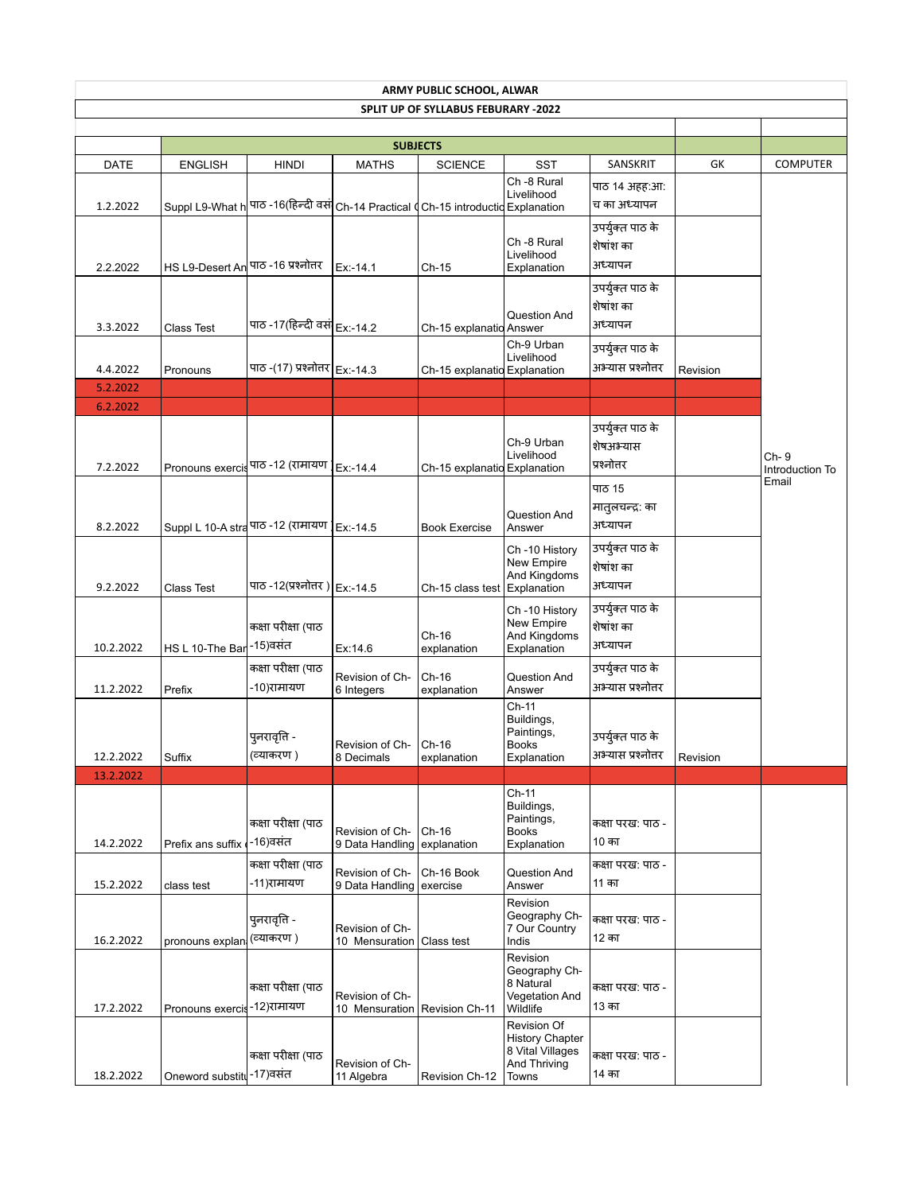**ARMY PUBLIC SCHOOL, ALWAR**

**SPLIT UP OF SYLLABUS FEBURARY -2022**

| DATE | SUBJECTS | | | | | | | |
|---|---|---|---|---|---|---|---|---|
| | ENGLISH | HINDI | MATHS | SCIENCE | SST | SANSKRIT | GK | COMPUTER |
| 1.2.2022 | Suppl L9-What h | पाठ -16(हिन्दी वसं | Ch-14 Practical ( | Ch-15 introductio | Ch -8 Rural Livelihood Explanation | पाठ 14 अहह:आ: च का अध्यापन | | |
| 2.2.2022 | HS L9-Desert An | पाठ -16 प्रश्नोत्तर | Ex:-14.1 | Ch-15 | Ch -8 Rural Livelihood Explanation | उपर्युक्त पाठ के शेषांश का अध्यापन | | |
| 3.3.2022 | Class Test | पाठ -17(हिन्दी वसं | Ex:-14.2 | Ch-15 explanatio | Question And Answer | उपर्युक्त पाठ के शेषांश का अध्यापन | | |
| 4.4.2022 | Pronouns | पाठ -(17) प्रश्नोत्तर | Ex:-14.3 | Ch-15 explanatio | Ch-9 Urban Livelihood Explanation | उपर्युक्त पाठ के अभ्यास प्रश्नोत्तर | Revision | |
| 5.2.2022 | | | | | | | | |
| 6.2.2022 | | | | | | | | |
| 7.2.2022 | Pronouns exercis | पाठ -12 (रामायण | Ex:-14.4 | Ch-15 explanatio | Ch-9 Urban Livelihood Explanation | उपर्युक्त पाठ के शेषअभ्यास प्रश्नोत्तर | | Ch- 9 Introduction To Email |
| 8.2.2022 | Suppl L 10-A stra | पाठ -12 (रामायण | Ex:-14.5 | Book Exercise | Question And Answer | पाठ 15 मातुलचन्द्र: का अध्यापन | | |
| 9.2.2022 | Class Test | पाठ -12(प्रश्नोत्तर ) | Ex:-14.5 | Ch-15 class test | Ch -10 History New Empire And Kingdoms Explanation | उपर्युक्त पाठ के शेषांश का अध्यापन | | |
| 10.2.2022 | HS L 10-The Bar | कक्षा परीक्षा (पाठ -15)वसंत | Ex:14.6 | Ch-16 explanation | Ch -10 History New Empire And Kingdoms Explanation | उपर्युक्त पाठ के शेषांश का अध्यापन | | |
| 11.2.2022 | Prefix | कक्षा परीक्षा (पाठ -10)रामायण | Revision of Ch-6 Integers | Ch-16 explanation | Question And Answer | उपर्युक्त पाठ के अभ्यास प्रश्नोत्तर | | |
| 12.2.2022 | Suffix | पुनरावृत्ति - (व्याकरण ) | Revision of Ch-8 Decimals | Ch-16 explanation | Ch-11 Buildings, Paintings, Books Explanation | उपर्युक्त पाठ के अभ्यास प्रश्नोत्तर | Revision | |
| 13.2.2022 | | | | | | | | |
| 14.2.2022 | Prefix ans suffix | कक्षा परीक्षा (पाठ -16)वसंत | Revision of Ch-9 Data Handling | Ch-16 explanation | Ch-11 Buildings, Paintings, Books Explanation | कक्षा परख: पाठ - 10 का | | |
| 15.2.2022 | class test | कक्षा परीक्षा (पाठ -11)रामायण | Revision of Ch-9 Data Handling | Ch-16 Book exercise | Question And Answer | कक्षा परख: पाठ - 11 का | | |
| 16.2.2022 | pronouns explan | पुनरावृत्ति - (व्याकरण ) | Revision of Ch-10 Mensuration | Class test | Revision Geography Ch-7 Our Country Indis | कक्षा परख: पाठ - 12 का | | |
| 17.2.2022 | Pronouns exercis | कक्षा परीक्षा (पाठ -12)रामायण | Revision of Ch-10 Mensuration | Revision Ch-11 | Revision Geography Ch-8 Natural Vegetation And Wildlife | कक्षा परख: पाठ - 13 का | | |
| 18.2.2022 | Oneword substitu | कक्षा परीक्षा (पाठ -17)वसंत | Revision of Ch-11 Algebra | Revision Ch-12 | Revision Of History Chapter 8 Vital Villages And Thriving Towns | कक्षा परख: पाठ - 14 का | | |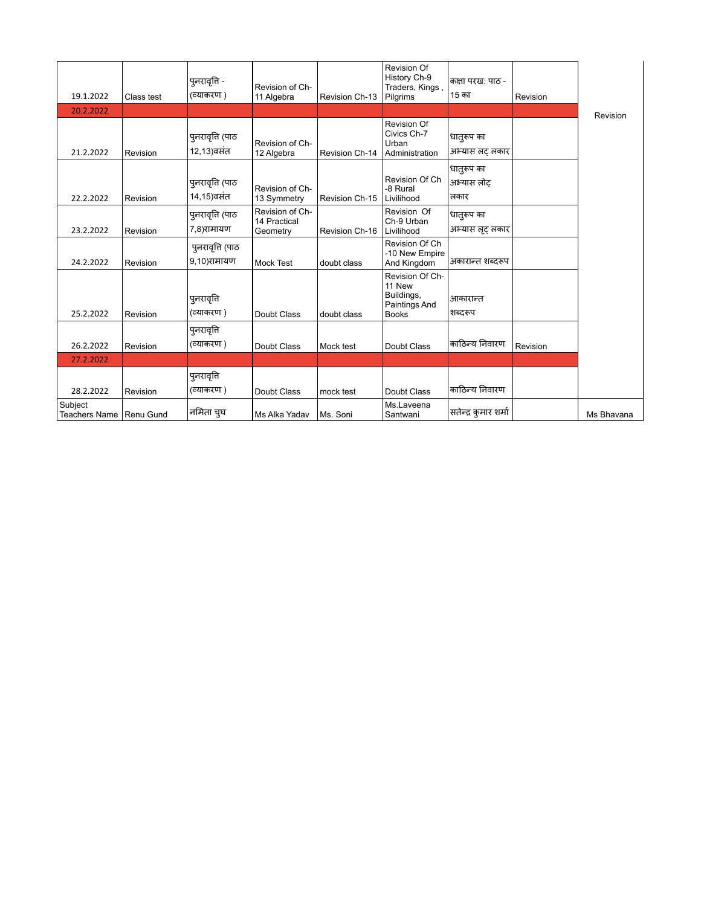| 19.1.2022 | Class test | पुनरावृत्ति - (व्याकरण ) | Revision of Ch-11 Algebra | Revision Ch-13 | Revision Of History Ch-9 Traders, Kings , Pilgrims | कक्षा परख: पाठ - 15 का | Revision | Revision |
|---|---|---|---|---|---|---|---|---|
| 20.2.2022 | | | | | | | | |
| 21.2.2022 | Revision | पुनरावृत्ति (पाठ 12,13)वसंत | Revision of Ch-12 Algebra | Revision Ch-14 | Revision Of Civics Ch-7 Urban Administration | धातुरूप का अभ्यास लट् लकार | | |
| 22.2.2022 | Revision | पुनरावृत्ति (पाठ 14,15)वसंत | Revision of Ch-13 Symmetry | Revision Ch-15 | Revision Of Ch -8 Rural Livilihood | धातुरूप का अभ्यास लोट् लकार | | |
| 23.2.2022 | Revision | पुनरावृत्ति (पाठ 7,8)रामायण | Revision of Ch-14 Practical Geometry | Revision Ch-16 | Revision Of Ch-9 Urban Livilihood | धातुरूप का अभ्यास लृट् लकार | | |
| 24.2.2022 | Revision | पुनरावृत्ति (पाठ 9,10)रामायण | Mock Test | doubt class | Revision Of Ch -10 New Empire And Kingdom | अकारान्त शब्दरूप | | |
| 25.2.2022 | Revision | पुनरावृत्ति (व्याकरण ) | Doubt Class | doubt class | Revision Of Ch-11 New Buildings, Paintings And Books | आकारान्त शब्दरूप | | |
| 26.2.2022 | Revision | पुनरावृत्ति (व्याकरण ) | Doubt Class | Mock test | Doubt Class | काठिन्य निवारण | Revision | |
| 27.2.2022 | | | | | | | | |
| 28.2.2022 | Revision | पुनरावृत्ति (व्याकरण ) | Doubt Class | mock test | Doubt Class | काठिन्य निवारण | | |
| Subject Teachers Name | Renu Gund | नमिता चुघ | Ms Alka Yadav | Ms. Soni | Ms.Laveena Santwani | सतेन्द्र कुमार शर्मा | | Ms Bhavana |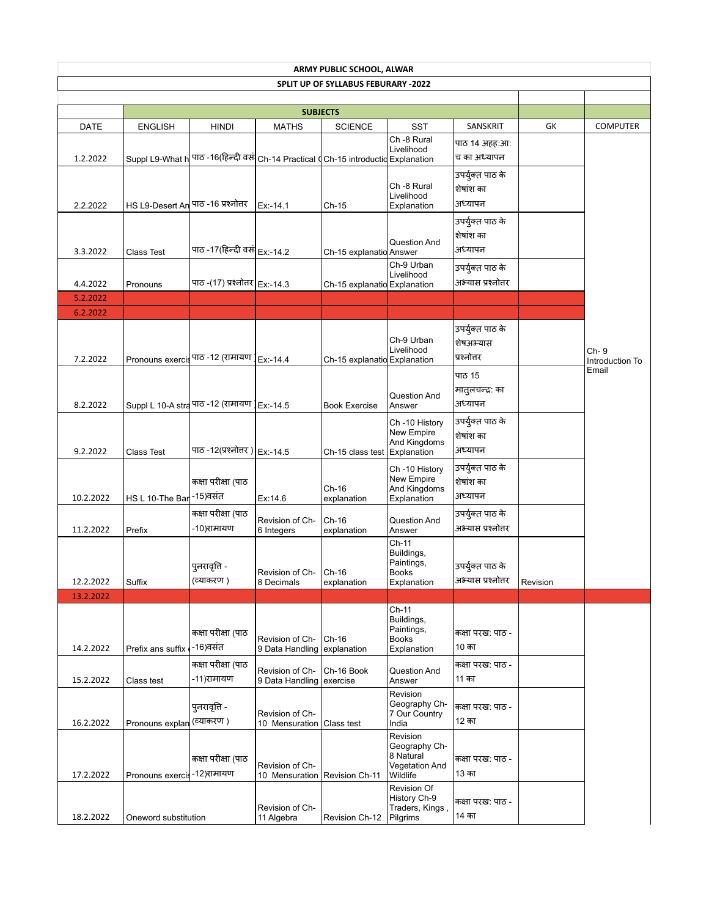**ARMY PUBLIC SCHOOL, ALWAR**

**SPLIT UP OF SYLLABUS FEBURARY -2022**

| DATE | ENGLISH | HINDI | MATHS | SCIENCE | SST | SANSKRIT | GK | COMPUTER |
|---|---|---|---|---|---|---|---|---|
| | **SUBJECTS** | | | | | | | |
| 1.2.2022 | Suppl L9-What h | पाठ -16(हिन्दी वसं | Ch-14 Practical ( | Ch-15 introductio | Ch -8 Rural Livelihood Explanation | पाठ 14 अहह:आ: च का अध्यापन | | |
| 2.2.2022 | HS L9-Desert An | पाठ -16 प्रश्नोत्तर | Ex:-14.1 | Ch-15 | Ch -8 Rural Livelihood Explanation | उपर्युक्त पाठ के शेषांश का अध्यापन | | |
| 3.3.2022 | Class Test | पाठ -17(हिन्दी वसं | Ex:-14.2 | Ch-15 explanatio | Question And Answer | उपर्युक्त पाठ के शेषांश का अध्यापन | | |
| 4.4.2022 | Pronouns | पाठ -(17) प्रश्नोत्तर | Ex:-14.3 | Ch-15 explanatio | Ch-9 Urban Livelihood Explanation | उपर्युक्त पाठ के अभ्यास प्रश्नोत्तर | | |
| 5.2.2022 | | | | | | | | |
| 6.2.2022 | | | | | | | | |
| 7.2.2022 | Pronouns exercis | पाठ -12 (रामायण | Ex:-14.4 | Ch-15 explanatio | Ch-9 Urban Livelihood Explanation | उपर्युक्त पाठ के शेषअभ्यास प्रश्नोत्तर | | Ch- 9 Introduction To Email |
| 8.2.2022 | Suppl L 10-A stra | पाठ -12 (रामायण | Ex:-14.5 | Book Exercise | Question And Answer | पाठ 15 मातुलचन्द्र: का अध्यापन | | |
| 9.2.2022 | Class Test | पाठ -12(प्रश्नोत्तर ) | Ex:-14.5 | Ch-15 class test | Ch -10 History New Empire And Kingdoms Explanation | उपर्युक्त पाठ के शेषांश का अध्यापन | | |
| 10.2.2022 | HS L 10-The Bar | कक्षा परीक्षा (पाठ -15)वसंत | Ex:14.6 | Ch-16 explanation | Ch -10 History New Empire And Kingdoms Explanation | उपर्युक्त पाठ के शेषांश का अध्यापन | | |
| 11.2.2022 | Prefix | कक्षा परीक्षा (पाठ -10)रामायण | Revision of Ch-6 Integers | Ch-16 explanation | Question And Answer | उपर्युक्त पाठ के अभ्यास प्रश्नोत्तर | | |
| 12.2.2022 | Suffix | पुनरावृत्ति -(व्याकरण ) | Revision of Ch-8 Decimals | Ch-16 explanation | Ch-11 Buildings, Paintings, Books Explanation | उपर्युक्त पाठ के अभ्यास प्रश्नोत्तर | Revision | |
| 13.2.2022 | | | | | | | | |
| 14.2.2022 | Prefix ans suffix | कक्षा परीक्षा (पाठ -16)वसंत | Revision of Ch-9 Data Handling | Ch-16 explanation | Ch-11 Buildings, Paintings, Books Explanation | कक्षा परख: पाठ -10 का | | |
| 15.2.2022 | Class test | कक्षा परीक्षा (पाठ -11)रामायण | Revision of Ch-9 Data Handling | Ch-16 Book exercise | Question And Answer | कक्षा परख: पाठ -11 का | | |
| 16.2.2022 | Pronouns explan | पुनरावृत्ति -(व्याकरण ) | Revision of Ch-10 Mensuration | Class test | Revision Geography Ch-7 Our Country India | कक्षा परख: पाठ -12 का | | |
| 17.2.2022 | Pronouns exercis | कक्षा परीक्षा (पाठ -12)रामायण | Revision of Ch-10 Mensuration | Revision Ch-11 | Revision Geography Ch-8 Natural Vegetation And Wildlife | कक्षा परख: पाठ -13 का | | |
| 18.2.2022 | Oneword substitution | | Revision of Ch-11 Algebra | Revision Ch-12 | Revision Of History Ch-9 Traders, Kings , Pilgrims | कक्षा परख: पाठ -14 का | | |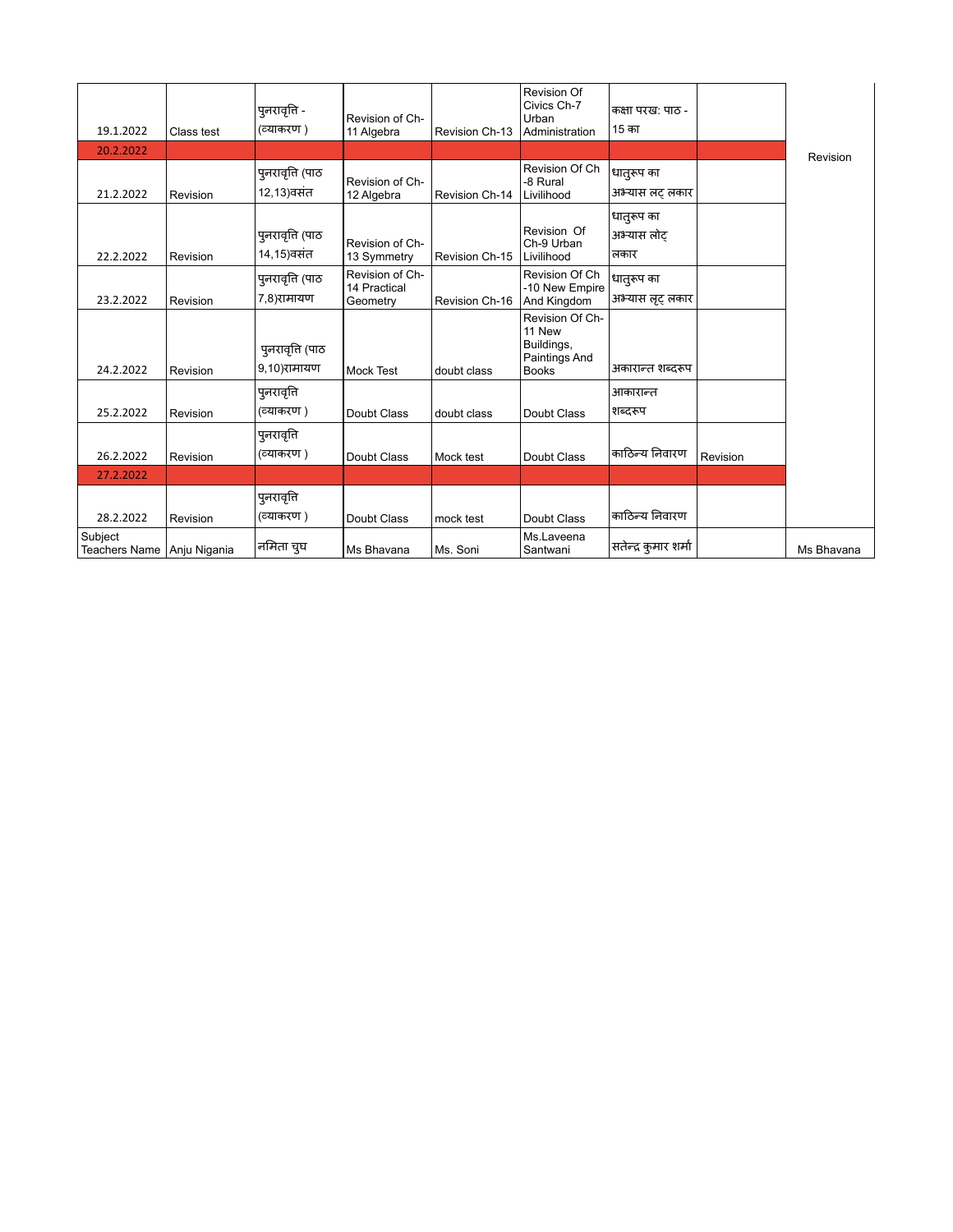| | | | | | | | | |
|---|---|---|---|---|---|---|---|---|
| 19.1.2022 | Class test | पुनरावृत्ति - (व्याकरण ) | Revision of Ch-11 Algebra | Revision Ch-13 | Revision Of Civics Ch-7 Urban Administration | कक्षा परख: पाठ - 15 का | | |
| 20.2.2022 | | | | | | | | Revision |
| 21.2.2022 | Revision | पुनरावृत्ति (पाठ 12,13)वसंत | Revision of Ch-12 Algebra | Revision Ch-14 | Revision Of Ch -8 Rural Livilihood | धातुरूप का अभ्यास लट् लकार | | |
| 22.2.2022 | Revision | पुनरावृत्ति (पाठ 14,15)वसंत | Revision of Ch-13 Symmetry | Revision Ch-15 | Revision Of Ch-9 Urban Livilihood | धातुरूप का अभ्यास लोट् लकार | | |
| 23.2.2022 | Revision | पुनरावृत्ति (पाठ 7,8)रामायण | Revision of Ch-14 Practical Geometry | Revision Ch-16 | Revision Of Ch -10 New Empire And Kingdom | धातुरूप का अभ्यास लृट् लकार | | |
| 24.2.2022 | Revision | पुनरावृत्ति (पाठ 9,10)रामायण | Mock Test | doubt class | Revision Of Ch-11 New Buildings, Paintings And Books | अकारान्त शब्दरूप | | |
| 25.2.2022 | Revision | पुनरावृत्ति (व्याकरण ) | Doubt Class | doubt class | Doubt Class | आकारान्त शब्दरूप | | |
| 26.2.2022 | Revision | पुनरावृत्ति (व्याकरण ) | Doubt Class | Mock test | Doubt Class | काठिन्य निवारण | Revision | |
| 27.2.2022 | | | | | | | | |
| 28.2.2022 | Revision | पुनरावृत्ति (व्याकरण ) | Doubt Class | mock test | Doubt Class | काठिन्य निवारण | | |
| Subject Teachers Name | Anju Nigania | नमिता चुघ | Ms Bhavana | Ms. Soni | Ms.Laveena Santwani | सतेन्द्र कुमार शर्मा | | Ms Bhavana |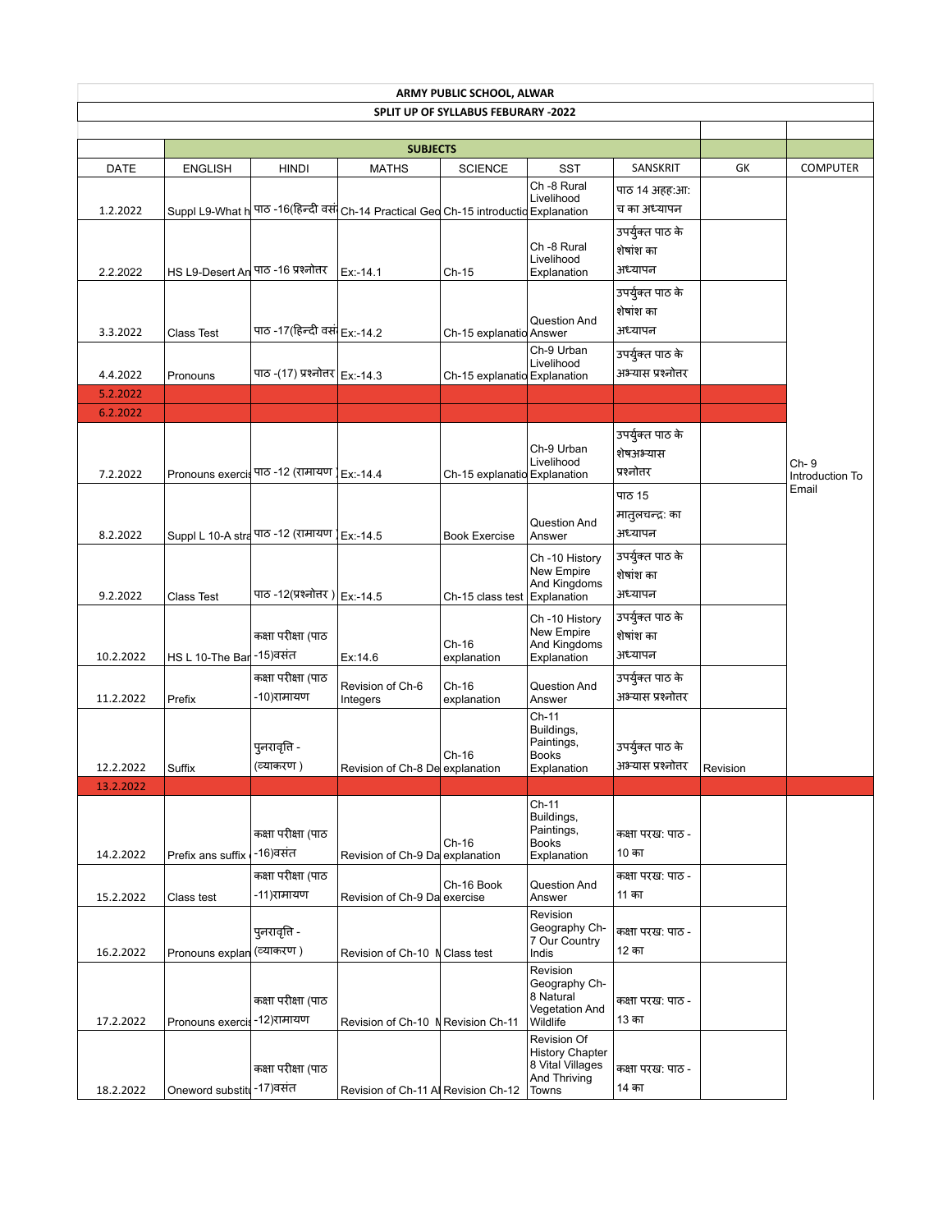**ARMY PUBLIC SCHOOL, ALWAR**

**SPLIT UP OF SYLLABUS FEBURARY -2022**

| DATE | ENGLISH | HINDI | MATHS | SCIENCE | SST | SANSKRIT | GK | COMPUTER |
|---|---|---|---|---|---|---|---|---|
| | **SUBJECTS** | | | | | | | |
| 1.2.2022 | Suppl L9-What h | पाठ -16(हिन्दी वसं | Ch-14 Practical Geo | Ch-15 introductio | Ch -8 Rural Livelihood Explanation | पाठ 14 अहह:आ: च का अध्यापन | | Ch- 9 Introduction To Email |
| 2.2.2022 | HS L9-Desert An | पाठ -16 प्रश्नोत्तर | Ex:-14.1 | Ch-15 | Ch -8 Rural Livelihood Explanation | उपर्युक्त पाठ के शेषांश का अध्यापन | | |
| 3.3.2022 | Class Test | पाठ -17(हिन्दी वसं | Ex:-14.2 | Ch-15 explanatio | Question And Answer | उपर्युक्त पाठ के शेषांश का अध्यापन | | |
| 4.4.2022 | Pronouns | पाठ -(17) प्रश्नोत्तर | Ex:-14.3 | Ch-15 explanatio | Ch-9 Urban Livelihood Explanation | उपर्युक्त पाठ के अभ्यास प्रश्नोत्तर | | |
| 5.2.2022 | | | | | | | | |
| 6.2.2022 | | | | | | | | |
| 7.2.2022 | Pronouns exercis | पाठ -12 (रामायण | Ex:-14.4 | Ch-15 explanatio | Ch-9 Urban Livelihood Explanation | उपर्युक्त पाठ के शेषअभ्यास प्रश्नोत्तर | | |
| 8.2.2022 | Suppl L 10-A stra | पाठ -12 (रामायण | Ex:-14.5 | Book Exercise | Question And Answer | पाठ 15 मातुलचन्द्र: का अध्यापन | | |
| 9.2.2022 | Class Test | पाठ -12(प्रश्नोतर ) | Ex:-14.5 | Ch-15 class test | Ch -10 History New Empire And Kingdoms Explanation | उपर्युक्त पाठ के शेषांश का अध्यापन | | |
| 10.2.2022 | HS L 10-The Bar | कक्षा परीक्षा (पाठ -15)वसंत | Ex:14.6 | Ch-16 explanation | Ch -10 History New Empire And Kingdoms Explanation | उपर्युक्त पाठ के शेषांश का अध्यापन | | |
| 11.2.2022 | Prefix | कक्षा परीक्षा (पाठ -10)रामायण | Revision of Ch-6 Integers | Ch-16 explanation | Question And Answer | उपर्युक्त पाठ के अभ्यास प्रश्नोत्तर | | |
| 12.2.2022 | Suffix | पुनरावृति - (व्याकरण ) | Revision of Ch-8 De | Ch-16 explanation | Ch-11 Buildings, Paintings, Books Explanation | उपर्युक्त पाठ के अभ्यास प्रश्नोत्तर | Revision | |
| 13.2.2022 | | | | | | | | |
| 14.2.2022 | Prefix ans suffix | कक्षा परीक्षा (पाठ -16)वसंत | Revision of Ch-9 Da | Ch-16 explanation | Ch-11 Buildings, Paintings, Books Explanation | कक्षा परख: पाठ - 10 का | | |
| 15.2.2022 | Class test | कक्षा परीक्षा (पाठ -11)रामायण | Revision of Ch-9 Da | Ch-16 Book exercise | Question And Answer | कक्षा परख: पाठ - 11 का | | |
| 16.2.2022 | Pronouns explan | पुनरावृति - (व्याकरण ) | Revision of Ch-10 N | Class test | Revision Geography Ch-7 Our Country Indis | कक्षा परख: पाठ - 12 का | | |
| 17.2.2022 | Pronouns exercis | कक्षा परीक्षा (पाठ -12)रामायण | Revision of Ch-10 N | Revision Ch-11 | Revision Geography Ch-8 Natural Vegetation And Wildlife | कक्षा परख: पाठ - 13 का | | |
| 18.2.2022 | Oneword substitu | कक्षा परीक्षा (पाठ -17)वसंत | Revision of Ch-11 Al | Revision Ch-12 | Revision Of History Chapter 8 Vital Villages And Thriving Towns | कक्षा परख: पाठ - 14 का | | |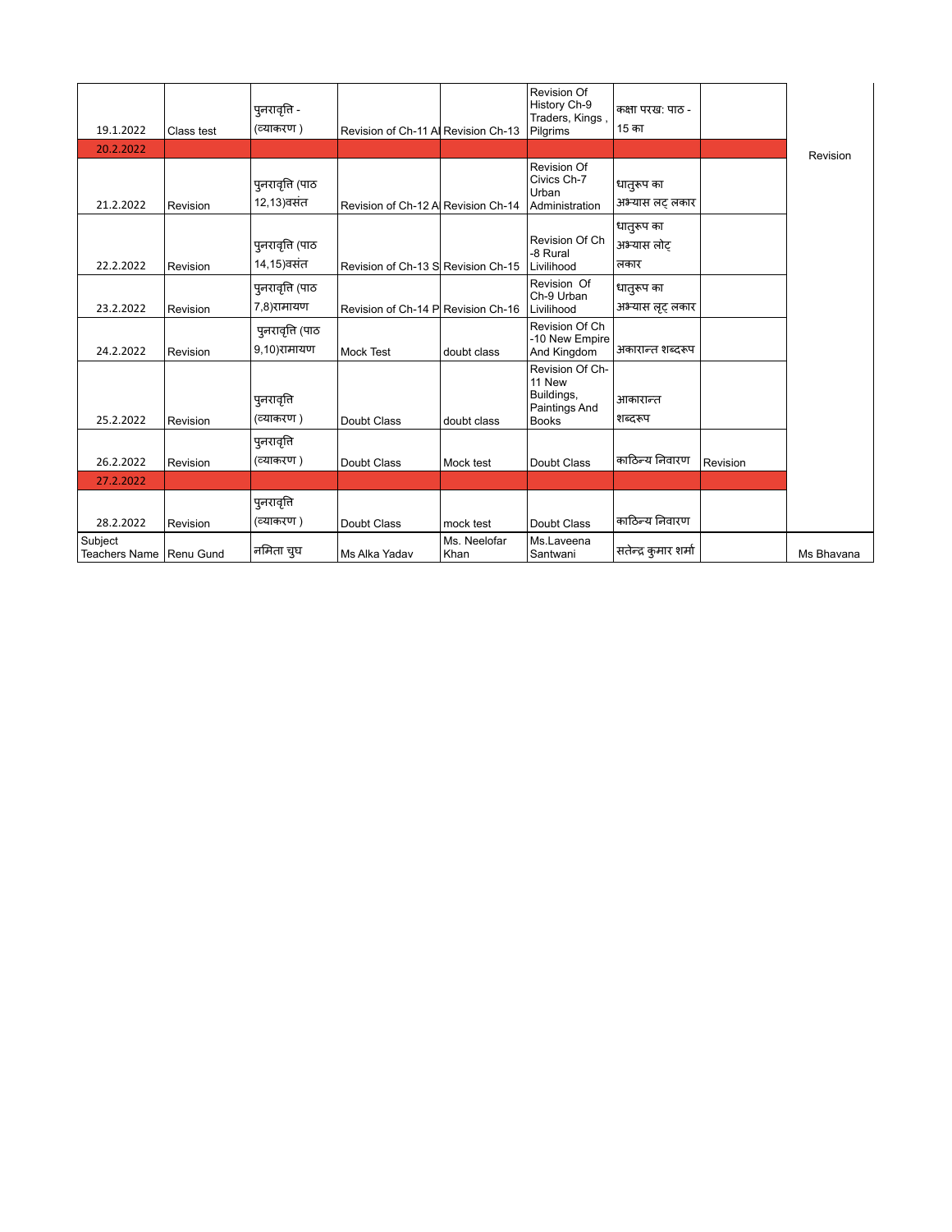| 19.1.2022 | Class test | पुनरावृत्ति - (व्याकरण ) | Revision of Ch-11 Al | Revision Ch-13 | Revision Of History Ch-9 Traders, Kings , Pilgrims | कक्षा परख: पाठ - 15 का | | |
|---|---|---|---|---|---|---|---|---|
| 20.2.2022 | | | | | | | | Revision |
| 21.2.2022 | Revision | पुनरावृत्ति (पाठ 12,13)वसंत | Revision of Ch-12 Al | Revision Ch-14 | Revision Of Civics Ch-7 Urban Administration | धातुरूप का अभ्यास लट् लकार | | |
| 22.2.2022 | Revision | पुनरावृत्ति (पाठ 14,15)वसंत | Revision of Ch-13 S | Revision Ch-15 | Revision Of Ch -8 Rural Livilihood | धातुरूप का अभ्यास लोट् लकार | | |
| 23.2.2022 | Revision | पुनरावृत्ति (पाठ 7,8)रामायण | Revision of Ch-14 P | Revision Ch-16 | Revision Of Ch-9 Urban Livilihood | धातुरूप का अभ्यास लृट् लकार | | |
| 24.2.2022 | Revision | पुनरावृत्ति (पाठ 9,10)रामायण | Mock Test | doubt class | Revision Of Ch -10 New Empire And Kingdom | अकारान्त शब्दरूप | | |
| 25.2.2022 | Revision | पुनरावृत्ति (व्याकरण ) | Doubt Class | doubt class | Revision Of Ch-11 New Buildings, Paintings And Books | आकारान्त शब्दरूप | | |
| 26.2.2022 | Revision | पुनरावृत्ति (व्याकरण ) | Doubt Class | Mock test | Doubt Class | काठिन्य निवारण | Revision | |
| 27.2.2022 | | | | | | | | |
| 28.2.2022 | Revision | पुनरावृत्ति (व्याकरण ) | Doubt Class | mock test | Doubt Class | काठिन्य निवारण | | |
| Subject Teachers Name | Renu Gund | नमिता चुघ | Ms Alka Yadav | Ms. Neelofar Khan | Ms.Laveena Santwani | सतेन्द्र कुमार शर्मा | | Ms Bhavana |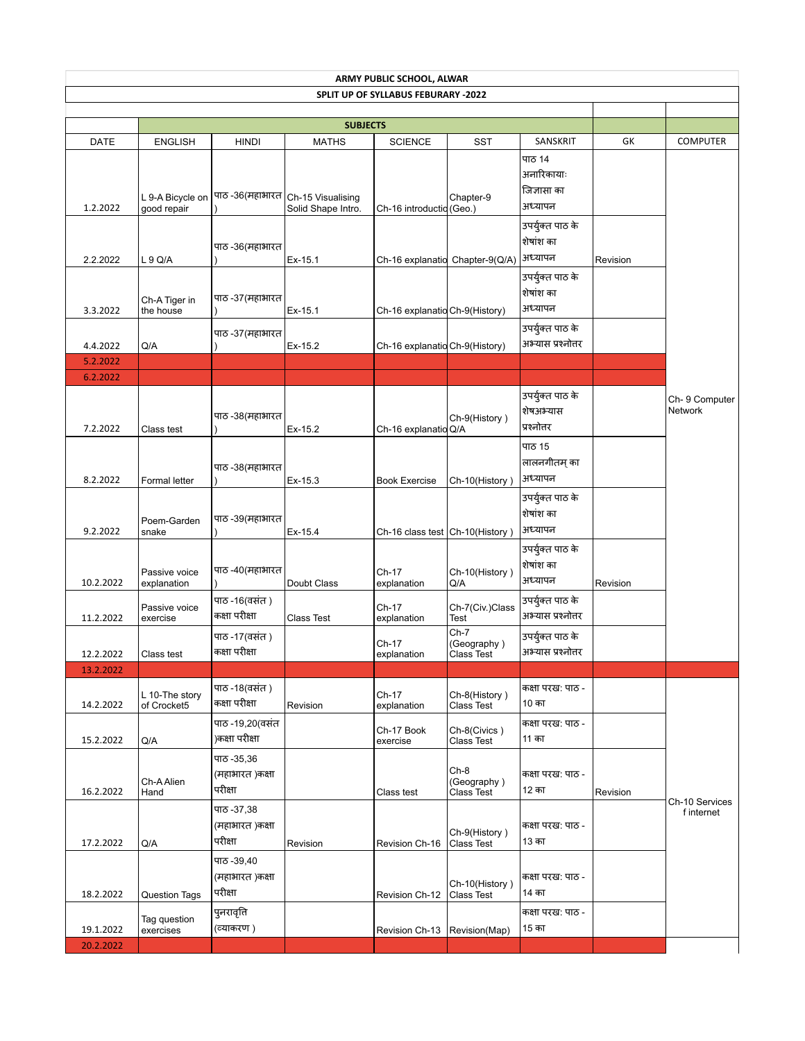**ARMY PUBLIC SCHOOL, ALWAR**

**SPLIT UP OF SYLLABUS FEBURARY -2022**

| | **SUBJECTS** | | | | | | | |
|---|---|---|---|---|---|---|---|---|
| DATE | ENGLISH | HINDI | MATHS | SCIENCE | SST | SANSKRIT | GK | COMPUTER |
| 1.2.2022 | L 9-A Bicycle on good repair | पाठ -36(महाभारत ) | Ch-15 Visualising Solid Shape Intro. | Ch-16 introductio | Chapter-9 (Geo.) | पाठ 14 अनारिकायाः जिज्ञासा का अध्यापन | | |
| 2.2.2022 | L 9 Q/A | पाठ -36(महाभारत ) | Ex-15.1 | Ch-16 explanatio | Chapter-9(Q/A) | उपर्युक्त पाठ के शेषांश का अध्यापन | Revision | |
| 3.3.2022 | Ch-A Tiger in the house | पाठ -37(महाभारत ) | Ex-15.1 | Ch-16 explanatio | Ch-9(History) | उपर्युक्त पाठ के शेषांश का अध्यापन | | |
| 4.4.2022 | Q/A | पाठ -37(महाभारत ) | Ex-15.2 | Ch-16 explanatio | Ch-9(History) | उपर्युक्त पाठ के अभ्यास प्रश्नोतर | | |
| 5.2.2022 | | | | | | | | |
| 6.2.2022 | | | | | | | | |
| 7.2.2022 | Class test | पाठ -38(महाभारत ) | Ex-15.2 | Ch-16 explanatio | Ch-9(History ) Q/A | उपर्युक्त पाठ के शेषअभ्यास प्रश्नोतर | | Ch- 9 Computer Network |
| 8.2.2022 | Formal letter | पाठ -38(महाभारत ) | Ex-15.3 | Book Exercise | Ch-10(History ) | पाठ 15 लालनगीतम् का अध्यापन | | |
| 9.2.2022 | Poem-Garden snake | पाठ -39(महाभारत ) | Ex-15.4 | Ch-16 class test | Ch-10(History ) | उपर्युक्त पाठ के शेषांश का अध्यापन | | |
| 10.2.2022 | Passive voice explanation | पाठ -40(महाभारत ) | Doubt Class | Ch-17 explanation | Ch-10(History ) Q/A | उपर्युक्त पाठ के शेषांश का अध्यापन | Revision | |
| 11.2.2022 | Passive voice exercise | पाठ -16(वसंत ) कक्षा परीक्षा | Class Test | Ch-17 explanation | Ch-7(Civ.)Class Test | उपर्युक्त पाठ के अभ्यास प्रश्नोतर | | |
| 12.2.2022 | Class test | पाठ -17(वसंत ) कक्षा परीक्षा | | Ch-17 explanation | Ch-7 (Geography ) Class Test | उपर्युक्त पाठ के अभ्यास प्रश्नोतर | | |
| 13.2.2022 | | | | | | | | |
| 14.2.2022 | L 10-The story of Crocket5 | पाठ -18(वसंत ) कक्षा परीक्षा | Revision | Ch-17 explanation | Ch-8(History ) Class Test | कक्षा परख: पाठ -10 का | | |
| 15.2.2022 | Q/A | पाठ -19,20(वसंत )कक्षा परीक्षा | | Ch-17 Book exercise | Ch-8(Civics ) Class Test | कक्षा परख: पाठ -11 का | | |
| 16.2.2022 | Ch-A Alien Hand | पाठ -35,36 (महाभारत )कक्षा परीक्षा | | Class test | Ch-8 (Geography ) Class Test | कक्षा परख: पाठ -12 का | Revision | Ch-10 Services f internet |
| 17.2.2022 | Q/A | पाठ -37,38 (महाभारत )कक्षा परीक्षा | Revision | Revision Ch-16 | Ch-9(History ) Class Test | कक्षा परख: पाठ -13 का | | |
| 18.2.2022 | Question Tags | पाठ -39,40 (महाभारत )कक्षा परीक्षा | | Revision Ch-12 | Ch-10(History ) Class Test | कक्षा परख: पाठ -14 का | | |
| 19.1.2022 | Tag question exercises | पुनरावृत्ति (व्याकरण ) | | Revision Ch-13 | Revision(Map) | कक्षा परख: पाठ -15 का | | |
| 20.2.2022 | | | | | | | | |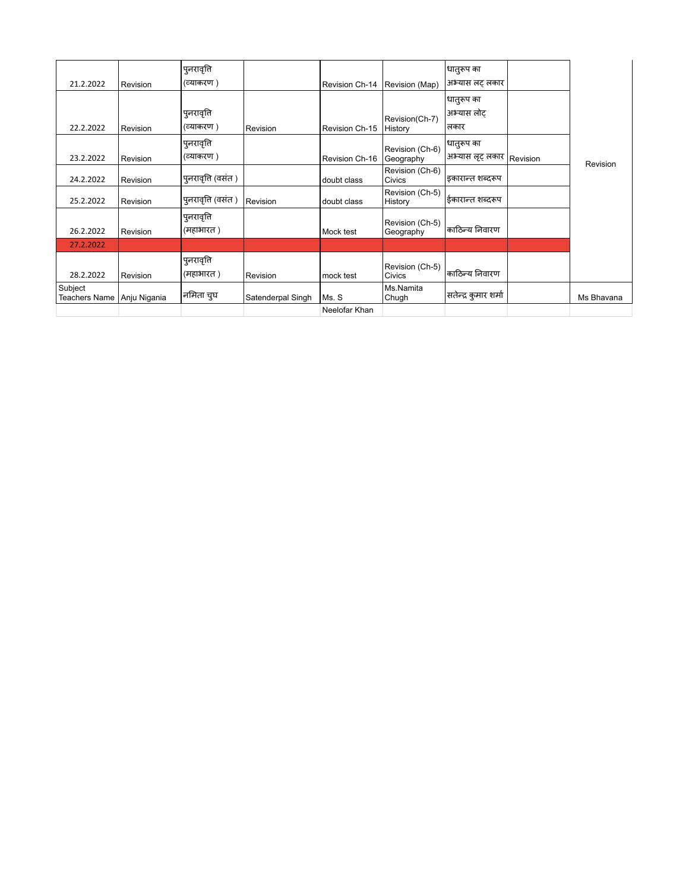| | | | | | | | | |
|---|---|---|---|---|---|---|---|---|
| 21.2.2022 | Revision | पुनरावृति (व्याकरण ) | | Revision Ch-14 | Revision (Map) | धातुरूप का अभ्यास लट् लकार | | Revision |
| 22.2.2022 | Revision | पुनरावृति (व्याकरण ) | Revision | Revision Ch-15 | Revision(Ch-7) History | धातुरूप का अभ्यास लोट् लकार | | |
| 23.2.2022 | Revision | पुनरावृति (व्याकरण ) | | Revision Ch-16 | Revision (Ch-6) Geography | धातुरूप का अभ्यास लृट् लकार | Revision | |
| 24.2.2022 | Revision | पुनरावृति (वसंत ) | | doubt class | Revision (Ch-6) Civics | इकारान्त शब्दरूप | | |
| 25.2.2022 | Revision | पुनरावृति (वसंत ) | Revision | doubt class | Revision (Ch-5) History | ईकारान्त शब्दरूप | | |
| 26.2.2022 | Revision | पुनरावृति (महाभारत ) | | Mock test | Revision (Ch-5) Geography | काठिन्य निवारण | | |
| 27.2.2022 | | | | | | | | |
| 28.2.2022 | Revision | पुनरावृति (महाभारत ) | Revision | mock test | Revision (Ch-5) Civics | काठिन्य निवारण | | |
| Subject Teachers Name | Anju Nigania | नमिता चुघ | Satenderpal Singh | Ms. S | Ms.Namita Chugh | सतेन्द्र कुमार शर्मा | | Ms Bhavana |
| | | | | Neelofar Khan | | | | |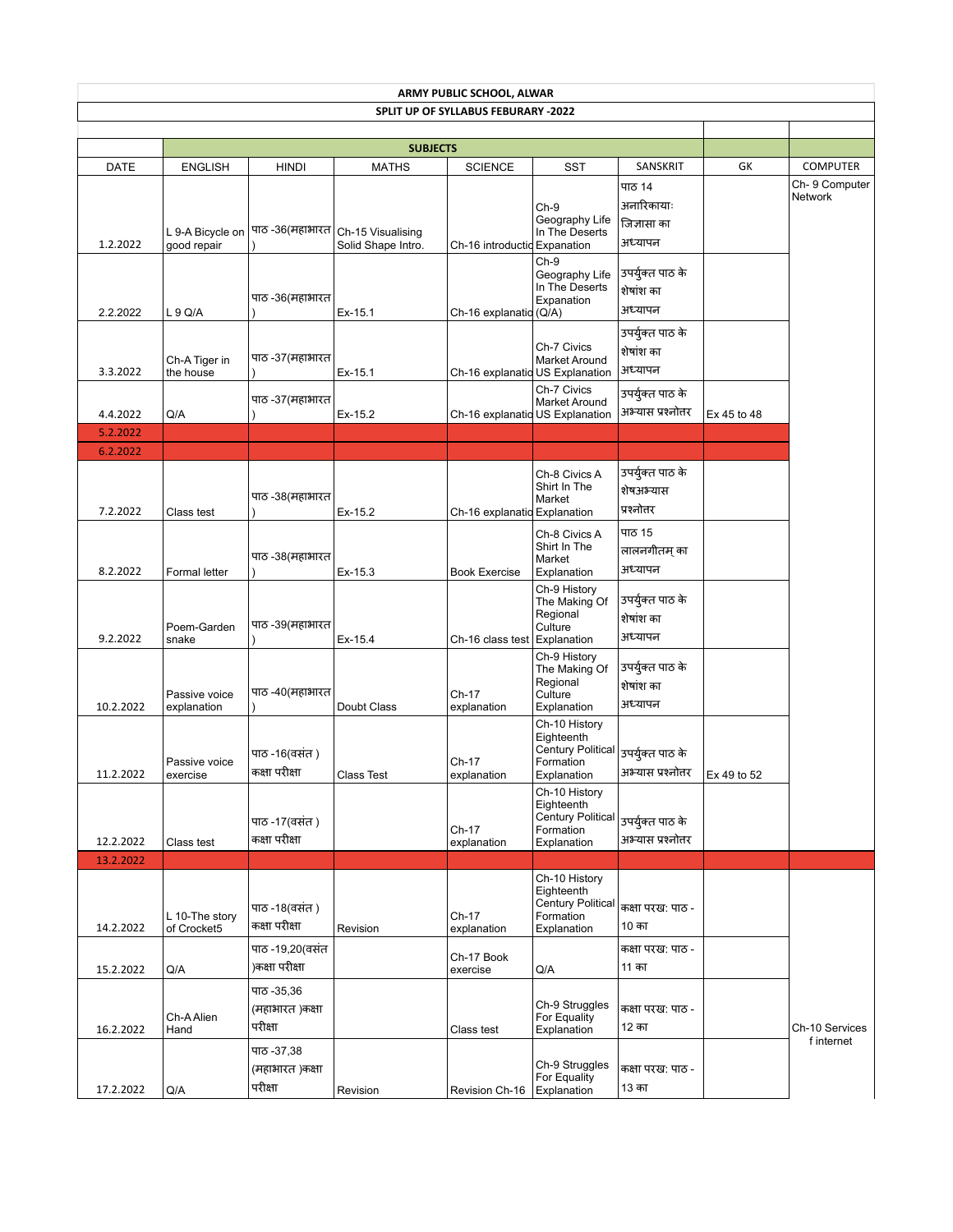**ARMY PUBLIC SCHOOL, ALWAR**

**SPLIT UP OF SYLLABUS FEBURARY -2022**

| DATE | ENGLISH | HINDI | MATHS | SCIENCE | SST | SANSKRIT | GK | COMPUTER |
|---|---|---|---|---|---|---|---|---|
| | **SUBJECTS** | | | | | | | |
| 1.2.2022 | L 9-A Bicycle on good repair | पाठ -36(महाभारत ) | Ch-15 Visualising Solid Shape Intro. | Ch-16 introductio | Ch-9 Geography Life In The Deserts Expanation | पाठ 14 अनारिकायाः जिज्ञासा का अध्यापन | | Ch- 9 Computer Network |
| 2.2.2022 | L 9 Q/A | पाठ -36(महाभारत ) | Ex-15.1 | Ch-16 explanatio | Ch-9 Geography Life In The Deserts Expanation (Q/A) | उपर्युक्त पाठ के शेषांश का अध्यापन | | |
| 3.3.2022 | Ch-A Tiger in the house | पाठ -37(महाभारत ) | Ex-15.1 | Ch-16 explanatio | Ch-7 Civics Market Around US Explanation | उपर्युक्त पाठ के शेषांश का अध्यापन | | |
| 4.4.2022 | Q/A | पाठ -37(महाभारत ) | Ex-15.2 | Ch-16 explanatio | Ch-7 Civics Market Around US Explanation | उपर्युक्त पाठ के अभ्यास प्रश्नोतर | Ex 45 to 48 | |
| 5.2.2022 | | | | | | | | |
| 6.2.2022 | | | | | | | | |
| 7.2.2022 | Class test | पाठ -38(महाभारत ) | Ex-15.2 | Ch-16 explanatio | Ch-8 Civics A Shirt In The Market Explanation | उपर्युक्त पाठ के शेषअभ्यास प्रश्नोतर | | |
| 8.2.2022 | Formal letter | पाठ -38(महाभारत ) | Ex-15.3 | Book Exercise | Ch-8 Civics A Shirt In The Market Explanation | पाठ 15 लालनगीतम् का अध्यापन | | |
| 9.2.2022 | Poem-Garden snake | पाठ -39(महाभारत ) | Ex-15.4 | Ch-16 class test | Ch-9 History The Making Of Regional Culture Explanation | उपर्युक्त पाठ के शेषांश का अध्यापन | | |
| 10.2.2022 | Passive voice explanation | पाठ -40(महाभारत ) | Doubt Class | Ch-17 explanation | Ch-9 History The Making Of Regional Culture Explanation | उपर्युक्त पाठ के शेषांश का अध्यापन | | |
| 11.2.2022 | Passive voice exercise | पाठ -16(वसंत ) कक्षा परीक्षा | Class Test | Ch-17 explanation | Ch-10 History Eighteenth Century Political Formation Explanation | उपर्युक्त पाठ के अभ्यास प्रश्नोतर | Ex 49 to 52 | |
| 12.2.2022 | Class test | पाठ -17(वसंत ) कक्षा परीक्षा | | Ch-17 explanation | Ch-10 History Eighteenth Century Political Formation Explanation | उपर्युक्त पाठ के अभ्यास प्रश्नोतर | | |
| 13.2.2022 | | | | | | | | |
| 14.2.2022 | L 10-The story of Crocket5 | पाठ -18(वसंत ) कक्षा परीक्षा | Revision | Ch-17 explanation | Ch-10 History Eighteenth Century Political Formation Explanation | कक्षा परख: पाठ -10 का | | |
| 15.2.2022 | Q/A | पाठ -19,20(वसंत )कक्षा परीक्षा | | Ch-17 Book exercise | Q/A | कक्षा परख: पाठ -11 का | | |
| 16.2.2022 | Ch-A Alien Hand | पाठ -35,36 (महाभारत )कक्षा परीक्षा | | Class test | Ch-9 Struggles For Equality Explanation | कक्षा परख: पाठ -12 का | | Ch-10 Services f internet |
| 17.2.2022 | Q/A | पाठ -37,38 (महाभारत )कक्षा परीक्षा | Revision | Revision Ch-16 | Ch-9 Struggles For Equality Explanation | कक्षा परख: पाठ -13 का | | |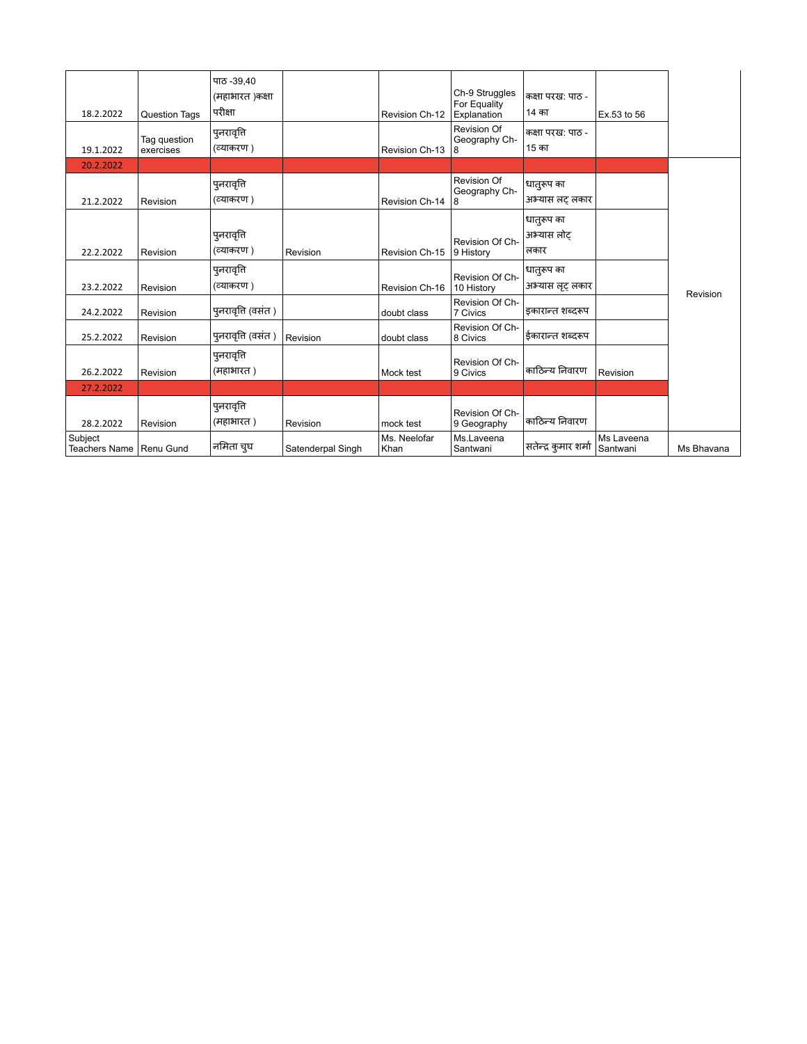| | | | | | | | | |
|---|---|---|---|---|---|---|---|---|
| 18.2.2022 | Question Tags | पाठ -39,40 (महाभारत )कक्षा परीक्षा | | Revision Ch-12 | Ch-9 Struggles For Equality Explanation | कक्षा परख: पाठ - 14 का | Ex.53 to 56 | |
| 19.1.2022 | Tag question exercises | पुनरावृत्ति (व्याकरण ) | | Revision Ch-13 | Revision Of Geography Ch-8 | कक्षा परख: पाठ - 15 का | | |
| 20.2.2022 | | | | | | | | |
| 21.2.2022 | Revision | पुनरावृत्ति (व्याकरण ) | | Revision Ch-14 | Revision Of Geography Ch-8 | धातुरूप का अभ्यास लट् लकार | | Revision |
| 22.2.2022 | Revision | पुनरावृत्ति (व्याकरण ) | Revision | Revision Ch-15 | Revision Of Ch-9 History | धातुरूप का अभ्यास लोट् लकार | | |
| 23.2.2022 | Revision | पुनरावृत्ति (व्याकरण ) | | Revision Ch-16 | Revision Of Ch-10 History | धातुरूप का अभ्यास लृट् लकार | | |
| 24.2.2022 | Revision | पुनरावृत्ति (वसंत ) | | doubt class | Revision Of Ch-7 Civics | इकारान्त शब्दरूप | | |
| 25.2.2022 | Revision | पुनरावृत्ति (वसंत ) | Revision | doubt class | Revision Of Ch-8 Civics | ईकारान्त शब्दरूप | | |
| 26.2.2022 | Revision | पुनरावृत्ति (महाभारत ) | | Mock test | Revision Of Ch-9 Civics | काठिन्य निवारण | Revision | |
| 27.2.2022 | | | | | | | | |
| 28.2.2022 | Revision | पुनरावृत्ति (महाभारत ) | Revision | mock test | Revision Of Ch-9 Geography | काठिन्य निवारण | | |
| Subject Teachers Name | Renu Gund | नमिता चुघ | Satenderpal Singh | Ms. Neelofar Khan | Ms.Laveena Santwani | सतेन्द्र कुमार शर्मा | Ms Laveena Santwani | Ms Bhavana |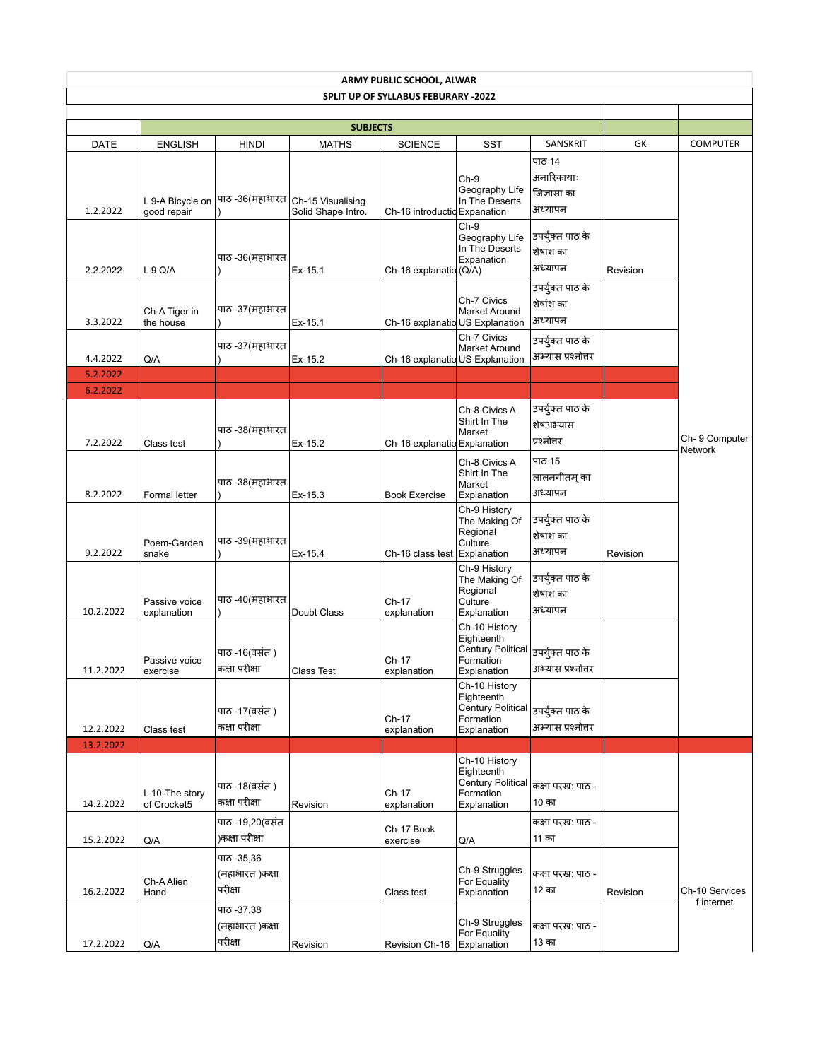# ARMY PUBLIC SCHOOL, ALWAR

## SPLIT UP OF SYLLABUS FEBURARY -2022

| DATE | ENGLISH | HINDI | MATHS | SCIENCE | SST | SANSKRIT | GK | COMPUTER |
|---|---|---|---|---|---|---|---|---|
| | **SUBJECTS** | | | | | | | |
| 1.2.2022 | L 9-A Bicycle on good repair | पाठ -36(महाभारत ) | Ch-15 Visualising Solid Shape Intro. | Ch-16 introductio | Ch-9 Geography Life In The Deserts Expanation | पाठ 14 अनारिकायाः जिज्ञासा का अध्यापन | | |
| 2.2.2022 | L 9 Q/A | पाठ -36(महाभारत ) | Ex-15.1 | Ch-16 explanatio | Ch-9 Geography Life In The Deserts Expanation (Q/A) | उपर्युक्त पाठ के शेषांश का अध्यापन | Revision | |
| 3.3.2022 | Ch-A Tiger in the house | पाठ -37(महाभारत ) | Ex-15.1 | Ch-16 explanatio | Ch-7 Civics Market Around US Explanation | उपर्युक्त पाठ के शेषांश का अध्यापन | | |
| 4.4.2022 | Q/A | पाठ -37(महाभारत ) | Ex-15.2 | Ch-16 explanatio | Ch-7 Civics Market Around US Explanation | उपर्युक्त पाठ के अभ्यास प्रश्नोतर | | |
| 5.2.2022 | | | | | | | | |
| 6.2.2022 | | | | | | | | |
| 7.2.2022 | Class test | पाठ -38(महाभारत ) | Ex-15.2 | Ch-16 explanatio | Ch-8 Civics A Shirt In The Market Explanation | उपर्युक्त पाठ के शेषअभ्यास प्रश्नोतर | | Ch- 9 Computer Network |
| 8.2.2022 | Formal letter | पाठ -38(महाभारत ) | Ex-15.3 | Book Exercise | Ch-8 Civics A Shirt In The Market Explanation | पाठ 15 लालनगीतम् का अध्यापन | | |
| 9.2.2022 | Poem-Garden snake | पाठ -39(महाभारत ) | Ex-15.4 | Ch-16 class test | Ch-9 History The Making Of Regional Culture Explanation | उपर्युक्त पाठ के शेषांश का अध्यापन | Revision | |
| 10.2.2022 | Passive voice explanation | पाठ -40(महाभारत ) | Doubt Class | Ch-17 explanation | Ch-9 History The Making Of Regional Culture Explanation | उपर्युक्त पाठ के शेषांश का अध्यापन | | |
| 11.2.2022 | Passive voice exercise | पाठ -16(वसंत ) कक्षा परीक्षा | Class Test | Ch-17 explanation | Ch-10 History Eighteenth Century Political Formation Explanation | उपर्युक्त पाठ के अभ्यास प्रश्नोतर | | |
| 12.2.2022 | Class test | पाठ -17(वसंत ) कक्षा परीक्षा | | Ch-17 explanation | Ch-10 History Eighteenth Century Political Formation Explanation | उपर्युक्त पाठ के अभ्यास प्रश्नोतर | | |
| 13.2.2022 | | | | | | | | |
| 14.2.2022 | L 10-The story of Crocket5 | पाठ -18(वसंत ) कक्षा परीक्षा | Revision | Ch-17 explanation | Ch-10 History Eighteenth Century Political Formation Explanation | कक्षा परख: पाठ -10 का | | |
| 15.2.2022 | Q/A | पाठ -19,20(वसंत )कक्षा परीक्षा | | Ch-17 Book exercise | Q/A | कक्षा परख: पाठ -11 का | | |
| 16.2.2022 | Ch-A Alien Hand | पाठ -35,36 (महाभारत )कक्षा परीक्षा | | Class test | Ch-9 Struggles For Equality Explanation | कक्षा परख: पाठ -12 का | Revision | Ch-10 Services f internet |
| 17.2.2022 | Q/A | पाठ -37,38 (महाभारत )कक्षा परीक्षा | Revision | Revision Ch-16 | Ch-9 Struggles For Equality Explanation | कक्षा परख: पाठ -13 का | | |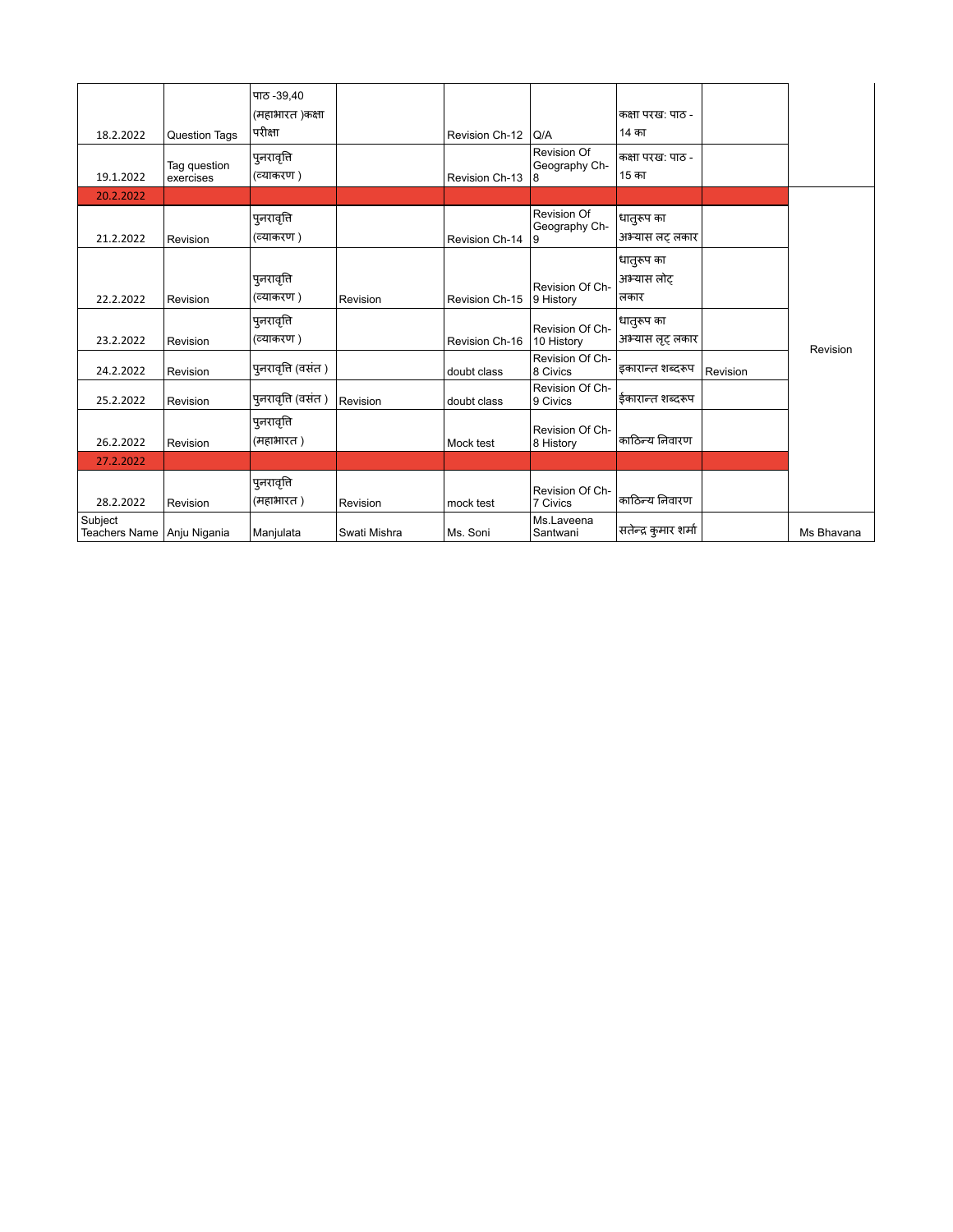| | | | | | | | | |
|---|---|---|---|---|---|---|---|---|
| 18.2.2022 | Question Tags | पाठ -39,40 (महाभारत )कक्षा परीक्षा | | Revision Ch-12 | Q/A | कक्षा परख: पाठ - 14 का | | |
| 19.1.2022 | Tag question exercises | पुनरावृत्ति (व्याकरण ) | | Revision Ch-13 | Revision Of Geography Ch-8 | कक्षा परख: पाठ - 15 का | | |
| 20.2.2022 | | | | | | | | |
| 21.2.2022 | Revision | पुनरावृत्ति (व्याकरण ) | | Revision Ch-14 | Revision Of Geography Ch-9 | धातुरूप का अभ्यास लट् लकार | | Revision |
| 22.2.2022 | Revision | पुनरावृत्ति (व्याकरण ) | Revision | Revision Ch-15 | Revision Of Ch-9 History | धातुरूप का अभ्यास लोट् लकार | | |
| 23.2.2022 | Revision | पुनरावृत्ति (व्याकरण ) | | Revision Ch-16 | Revision Of Ch-10 History | धातुरूप का अभ्यास लृट् लकार | | |
| 24.2.2022 | Revision | पुनरावृत्ति (वसंत ) | | doubt class | Revision Of Ch-8 Civics | इकारान्त शब्दरूप | Revision | |
| 25.2.2022 | Revision | पुनरावृत्ति (वसंत ) | Revision | doubt class | Revision Of Ch-9 Civics | ईकारान्त शब्दरूप | | |
| 26.2.2022 | Revision | पुनरावृत्ति (महाभारत ) | | Mock test | Revision Of Ch-8 History | काठिन्य निवारण | | |
| 27.2.2022 | | | | | | | | |
| 28.2.2022 | Revision | पुनरावृत्ति (महाभारत ) | Revision | mock test | Revision Of Ch-7 Civics | काठिन्य निवारण | | |
| Subject Teachers Name | Anju Nigania | Manjulata | Swati Mishra | Ms. Soni | Ms.Laveena Santwani | सतेन्द्र कुमार शर्मा | | Ms Bhavana |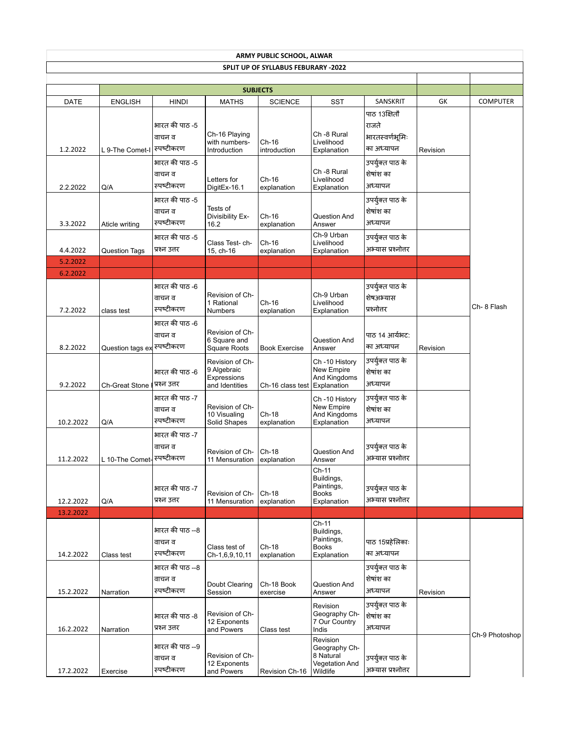**ARMY PUBLIC SCHOOL, ALWAR**

**SPLIT UP OF SYLLABUS FEBURARY -2022**

| | **SUBJECTS** | | | | | | | |
|---|---|---|---|---|---|---|---|---|
| DATE | ENGLISH | HINDI | MATHS | SCIENCE | SST | SANSKRIT | GK | COMPUTER |
| 1.2.2022 | L 9-The Comet-I | भारत की पाठ -5 वाचन व स्पष्टीकरण | Ch-16 Playing with numbers-Introduction | Ch-16 introduction | Ch -8 Rural Livelihood Explanation | पाठ 13क्षितौ राजते भारतस्वर्णभूमिः का अध्यापन | Revision | |
| 2.2.2022 | Q/A | भारत की पाठ -5 वाचन व स्पष्टीकरण | Letters for DigitEx-16.1 | Ch-16 explanation | Ch -8 Rural Livelihood Explanation | उपर्युक्त पाठ के शेषांश का अध्यापन | | |
| 3.3.2022 | Aticle writing | भारत की पाठ -5 वाचन व स्पष्टीकरण | Tests of Divisibility Ex-16.2 | Ch-16 explanation | Question And Answer | उपर्युक्त पाठ के शेषांश का अध्यापन | | |
| 4.4.2022 | Question Tags | भारत की पाठ -5 प्रश्न उत्तर | Class Test- ch-15, ch-16 | Ch-16 explanation | Ch-9 Urban Livelihood Explanation | उपर्युक्त पाठ के अभ्यास प्रश्नोतर | | |
| 5.2.2022 | | | | | | | | |
| 6.2.2022 | | | | | | | | |
| 7.2.2022 | class test | भारत की पाठ -6 वाचन व स्पष्टीकरण | Revision of Ch-1 Rational Numbers | Ch-16 explanation | Ch-9 Urban Livelihood Explanation | उपर्युक्त पाठ के शेषअभ्यास प्रश्नोतर | | Ch- 8 Flash |
| 8.2.2022 | Question tags ex | भारत की पाठ -6 वाचन व स्पष्टीकरण | Revision of Ch-6 Square and Square Roots | Book Exercise | Question And Answer | पाठ 14 आर्यभट: का अध्यापन | Revision | |
| 9.2.2022 | Ch-Great Stone I | भारत की पाठ -6 प्रश्न उत्तर | Revision of Ch-9 Algebraic Expressions and Identities | Ch-16 class test | Ch -10 History New Empire And Kingdoms Explanation | उपर्युक्त पाठ के शेषांश का अध्यापन | | |
| 10.2.2022 | Q/A | भारत की पाठ -7 वाचन व स्पष्टीकरण | Revision of Ch-10 Visualing Solid Shapes | Ch-18 explanation | Ch -10 History New Empire And Kingdoms Explanation | उपर्युक्त पाठ के शेषांश का अध्यापन | | |
| 11.2.2022 | L 10-The Comet- | भारत की पाठ -7 वाचन व स्पष्टीकरण | Revision of Ch-11 Mensuration | Ch-18 explanation | Question And Answer | उपर्युक्त पाठ के अभ्यास प्रश्नोतर | | |
| 12.2.2022 | Q/A | भारत की पाठ -7 प्रश्न उत्तर | Revision of Ch-11 Mensuration | Ch-18 explanation | Ch-11 Buildings, Paintings, Books Explanation | उपर्युक्त पाठ के अभ्यास प्रश्नोतर | | |
| 13.2.2022 | | | | | | | | |
| 14.2.2022 | Class test | भारत की पाठ --8 वाचन व स्पष्टीकरण | Class test of Ch-1,6,9,10,11 | Ch-18 explanation | Ch-11 Buildings, Paintings, Books Explanation | पाठ 15प्रहेलिकाः का अध्यापन | | |
| 15.2.2022 | Narration | भारत की पाठ --8 वाचन व स्पष्टीकरण | Doubt Clearing Session | Ch-18 Book exercise | Question And Answer | उपर्युक्त पाठ के शेषांश का अध्यापन | Revision | |
| 16.2.2022 | Narration | भारत की पाठ -8 प्रश्न उत्तर | Revision of Ch-12 Exponents and Powers | Class test | Revision Geography Ch-7 Our Country Indis | उपर्युक्त पाठ के शेषांश का अध्यापन | | Ch-9 Photoshop |
| 17.2.2022 | Exercise | भारत की पाठ --9 वाचन व स्पष्टीकरण | Revision of Ch-12 Exponents and Powers | Revision Ch-16 | Revision Geography Ch-8 Natural Vegetation And Wildlife | उपर्युक्त पाठ के अभ्यास प्रश्नोतर | | |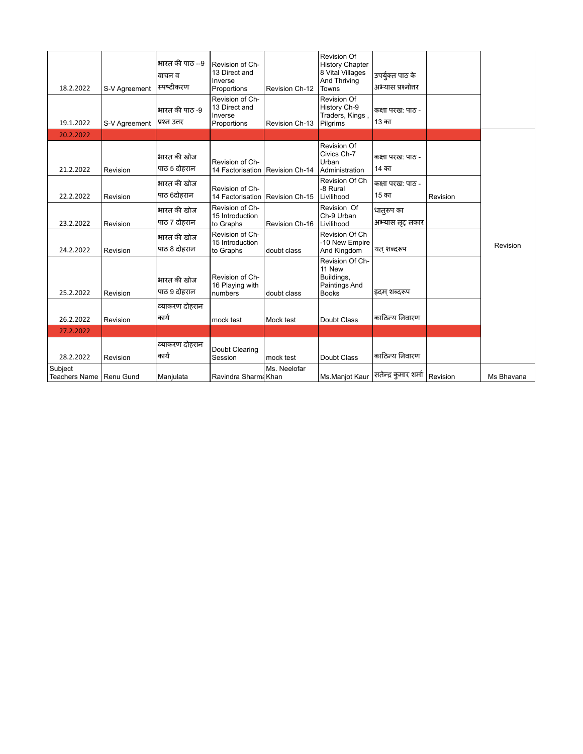| | | | | | | | | |
|---|---|---|---|---|---|---|---|---|
| 18.2.2022 | S-V Agreement | भारत की पाठ --9 वाचन व स्पष्टीकरण | Revision of Ch-13 Direct and Inverse Proportions | Revision Ch-12 | Revision Of History Chapter 8 Vital Villages And Thriving Towns | उपर्युक्त पाठ के अभ्यास प्रश्नोतर | | |
| 19.1.2022 | S-V Agreement | भारत की पाठ -9 प्रश्न उत्तर | Revision of Ch-13 Direct and Inverse Proportions | Revision Ch-13 | Revision Of History Ch-9 Traders, Kings , Pilgrims | कक्षा परख: पाठ -13 का | | |
| 20.2.2022 | | | | | | | | |
| 21.2.2022 | Revision | भारत की खोज पाठ 5 दोहरान | Revision of Ch-14 Factorisation | Revision Ch-14 | Revision Of Civics Ch-7 Urban Administration | कक्षा परख: पाठ -14 का | | Revision |
| 22.2.2022 | Revision | भारत की खोज पाठ 6दोहरान | Revision of Ch-14 Factorisation | Revision Ch-15 | Revision Of Ch -8 Rural Livilihood | कक्षा परख: पाठ -15 का | Revision | |
| 23.2.2022 | Revision | भारत की खोज पाठ 7 दोहरान | Revision of Ch-15 Introduction to Graphs | Revision Ch-16 | Revision Of Ch-9 Urban Livilihood | धातुरूप का अभ्यास लृट् लकार | | |
| 24.2.2022 | Revision | भारत की खोज पाठ 8 दोहरान | Revision of Ch-15 Introduction to Graphs | doubt class | Revision Of Ch -10 New Empire And Kingdom | यत् शब्दरूप | | |
| 25.2.2022 | Revision | भारत की खोज पाठ 9 दोहरान | Revision of Ch-16 Playing with numbers | doubt class | Revision Of Ch-11 New Buildings, Paintings And Books | इदम् शब्दरूप | | |
| 26.2.2022 | Revision | व्याकरण दोहरान कार्य | mock test | Mock test | Doubt Class | काठिन्य निवारण | | |
| 27.2.2022 | | | | | | | | |
| 28.2.2022 | Revision | व्याकरण दोहरान कार्य | Doubt Clearing Session | mock test | Doubt Class | काठिन्य निवारण | | |
| Subject Teachers Name | Renu Gund | Manjulata | Ravindra Sharma | Ms. Neelofar Khan | Ms.Manjot Kaur | सतेन्द्र कुमार शर्मा | Revision | Ms Bhavana |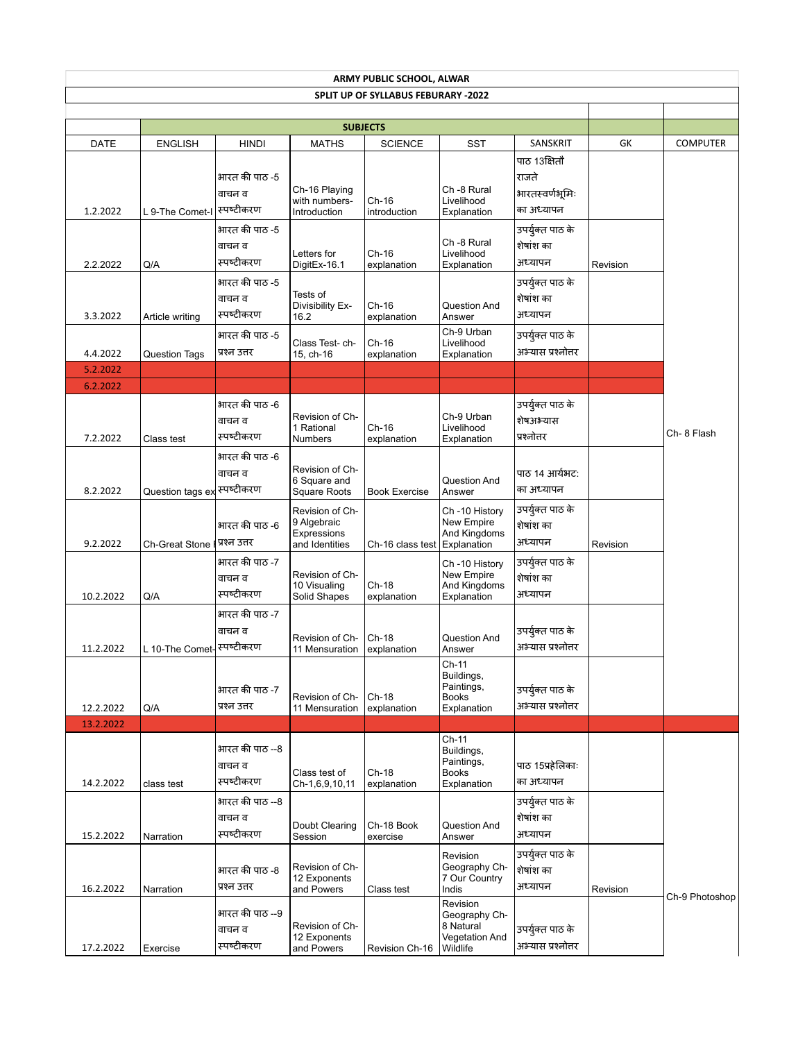**ARMY PUBLIC SCHOOL, ALWAR**

**SPLIT UP OF SYLLABUS FEBURARY -2022**

| DATE | ENGLISH | HINDI | MATHS | SCIENCE | SST | SANSKRIT | GK | COMPUTER |
|---|---|---|---|---|---|---|---|---|
| | **SUBJECTS** | | | | | | | |
| 1.2.2022 | L 9-The Comet-I | भारत की पाठ -5 वाचन व स्पष्टीकरण | Ch-16 Playing with numbers-Introduction | Ch-16 introduction | Ch -8 Rural Livelihood Explanation | पाठ 13क्षितौ राजते भारतस्वर्णभूमिः का अध्यापन | | |
| 2.2.2022 | Q/A | भारत की पाठ -5 वाचन व स्पष्टीकरण | Letters for DigitEx-16.1 | Ch-16 explanation | Ch -8 Rural Livelihood Explanation | उपर्युक्त पाठ के शेषांश का अध्यापन | Revision | |
| 3.3.2022 | Article writing | भारत की पाठ -5 वाचन व स्पष्टीकरण | Tests of Divisibility Ex-16.2 | Ch-16 explanation | Question And Answer | उपर्युक्त पाठ के शेषांश का अध्यापन | | |
| 4.4.2022 | Question Tags | भारत की पाठ -5 प्रश्न उत्तर | Class Test- ch-15, ch-16 | Ch-16 explanation | Ch-9 Urban Livelihood Explanation | उपर्युक्त पाठ के अभ्यास प्रश्नोतर | | |
| 5.2.2022 | | | | | | | | |
| 6.2.2022 | | | | | | | | |
| 7.2.2022 | Class test | भारत की पाठ -6 वाचन व स्पष्टीकरण | Revision of Ch-1 Rational Numbers | Ch-16 explanation | Ch-9 Urban Livelihood Explanation | उपर्युक्त पाठ के शेषअभ्यास प्रश्नोत्तर | | Ch- 8 Flash |
| 8.2.2022 | Question tags ex | भारत की पाठ -6 वाचन व स्पष्टीकरण | Revision of Ch-6 Square and Square Roots | Book Exercise | Question And Answer | पाठ 14 आर्यभटः का अध्यापन | | |
| 9.2.2022 | Ch-Great Stone | भारत की पाठ -6 प्रश्न उत्तर | Revision of Ch-9 Algebraic Expressions and Identities | Ch-16 class test | Ch -10 History New Empire And Kingdoms Explanation | उपर्युक्त पाठ के शेषांश का अध्यापन | Revision | |
| 10.2.2022 | Q/A | भारत की पाठ -7 वाचन व स्पष्टीकरण | Revision of Ch-10 Visualing Solid Shapes | Ch-18 explanation | Ch -10 History New Empire And Kingdoms Explanation | उपर्युक्त पाठ के शेषांश का अध्यापन | | |
| 11.2.2022 | L 10-The Comet- | भारत की पाठ -7 वाचन व स्पष्टीकरण | Revision of Ch-11 Mensuration | Ch-18 explanation | Question And Answer | उपर्युक्त पाठ के अभ्यास प्रश्नोतर | | |
| 12.2.2022 | Q/A | भारत की पाठ -7 प्रश्न उत्तर | Revision of Ch-11 Mensuration | Ch-18 explanation | Ch-11 Buildings, Paintings, Books Explanation | उपर्युक्त पाठ के अभ्यास प्रश्नोतर | | |
| 13.2.2022 | | | | | | | | |
| 14.2.2022 | class test | भारत की पाठ --8 वाचन व स्पष्टीकरण | Class test of Ch-1,6,9,10,11 | Ch-18 explanation | Ch-11 Buildings, Paintings, Books Explanation | पाठ 15प्रहेलिकाः का अध्यापन | | |
| 15.2.2022 | Narration | भारत की पाठ --8 वाचन व स्पष्टीकरण | Doubt Clearing Session | Ch-18 Book exercise | Question And Answer | उपर्युक्त पाठ के शेषांश का अध्यापन | | |
| 16.2.2022 | Narration | भारत की पाठ -8 प्रश्न उत्तर | Revision of Ch-12 Exponents and Powers | Class test | Revision Geography Ch-7 Our Country Indis | उपर्युक्त पाठ के शेषांश का अध्यापन | Revision | Ch-9 Photoshop |
| 17.2.2022 | Exercise | भारत की पाठ --9 वाचन व स्पष्टीकरण | Revision of Ch-12 Exponents and Powers | Revision Ch-16 | Revision Geography Ch-8 Natural Vegetation And Wildlife | उपर्युक्त पाठ के अभ्यास प्रश्नोतर | | |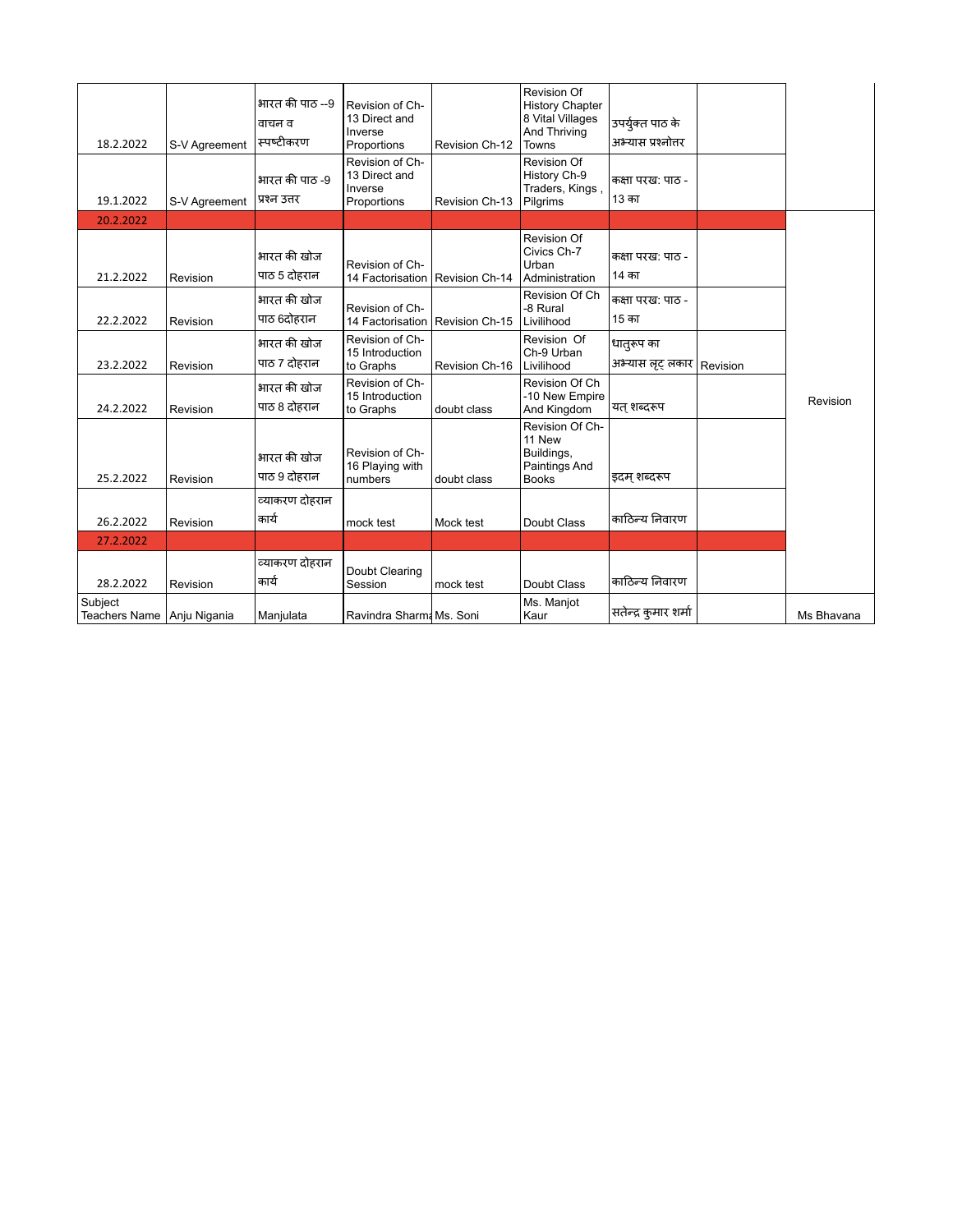| | | | | | | | | |
|---|---|---|---|---|---|---|---|---|
| 18.2.2022 | S-V Agreement | भारत की पाठ --9 वाचन व स्पष्टीकरण | Revision of Ch-13 Direct and Inverse Proportions | Revision Ch-12 | Revision Of History Chapter 8 Vital Villages And Thriving Towns | उपर्युक्त पाठ के अभ्यास प्रश्नोतर | | |
| 19.1.2022 | S-V Agreement | भारत की पाठ -9 प्रश्न उत्तर | Revision of Ch-13 Direct and Inverse Proportions | Revision Ch-13 | Revision Of History Ch-9 Traders, Kings , Pilgrims | कक्षा परख: पाठ - 13 का | | |
| 20.2.2022 | | | | | | | | |
| 21.2.2022 | Revision | भारत की खोज पाठ 5 दोहरान | Revision of Ch-14 Factorisation | Revision Ch-14 | Revision Of Civics Ch-7 Urban Administration | कक्षा परख: पाठ - 14 का | | Revision |
| 22.2.2022 | Revision | भारत की खोज पाठ 6दोहरान | Revision of Ch-14 Factorisation | Revision Ch-15 | Revision Of Ch -8 Rural Livilihood | कक्षा परख: पाठ - 15 का | | |
| 23.2.2022 | Revision | भारत की खोज पाठ 7 दोहरान | Revision of Ch-15 Introduction to Graphs | Revision Ch-16 | Revision Of Ch-9 Urban Livilihood | धातुरूप का अभ्यास लृट् लकार | Revision | |
| 24.2.2022 | Revision | भारत की खोज पाठ 8 दोहरान | Revision of Ch-15 Introduction to Graphs | doubt class | Revision Of Ch -10 New Empire And Kingdom | यत् शब्दरूप | | |
| 25.2.2022 | Revision | भारत की खोज पाठ 9 दोहरान | Revision of Ch-16 Playing with numbers | doubt class | Revision Of Ch-11 New Buildings, Paintings And Books | इदम् शब्दरूप | | |
| 26.2.2022 | Revision | व्याकरण दोहरान कार्य | mock test | Mock test | Doubt Class | काठिन्य निवारण | | |
| 27.2.2022 | | | | | | | | |
| 28.2.2022 | Revision | व्याकरण दोहरान कार्य | Doubt Clearing Session | mock test | Doubt Class | काठिन्य निवारण | | |
| Subject Teachers Name | Anju Nigania | Manjulata | Ravindra Sharma | Ms. Soni | Ms. Manjot Kaur | सतेन्द्र कुमार शर्मा | | Ms Bhavana |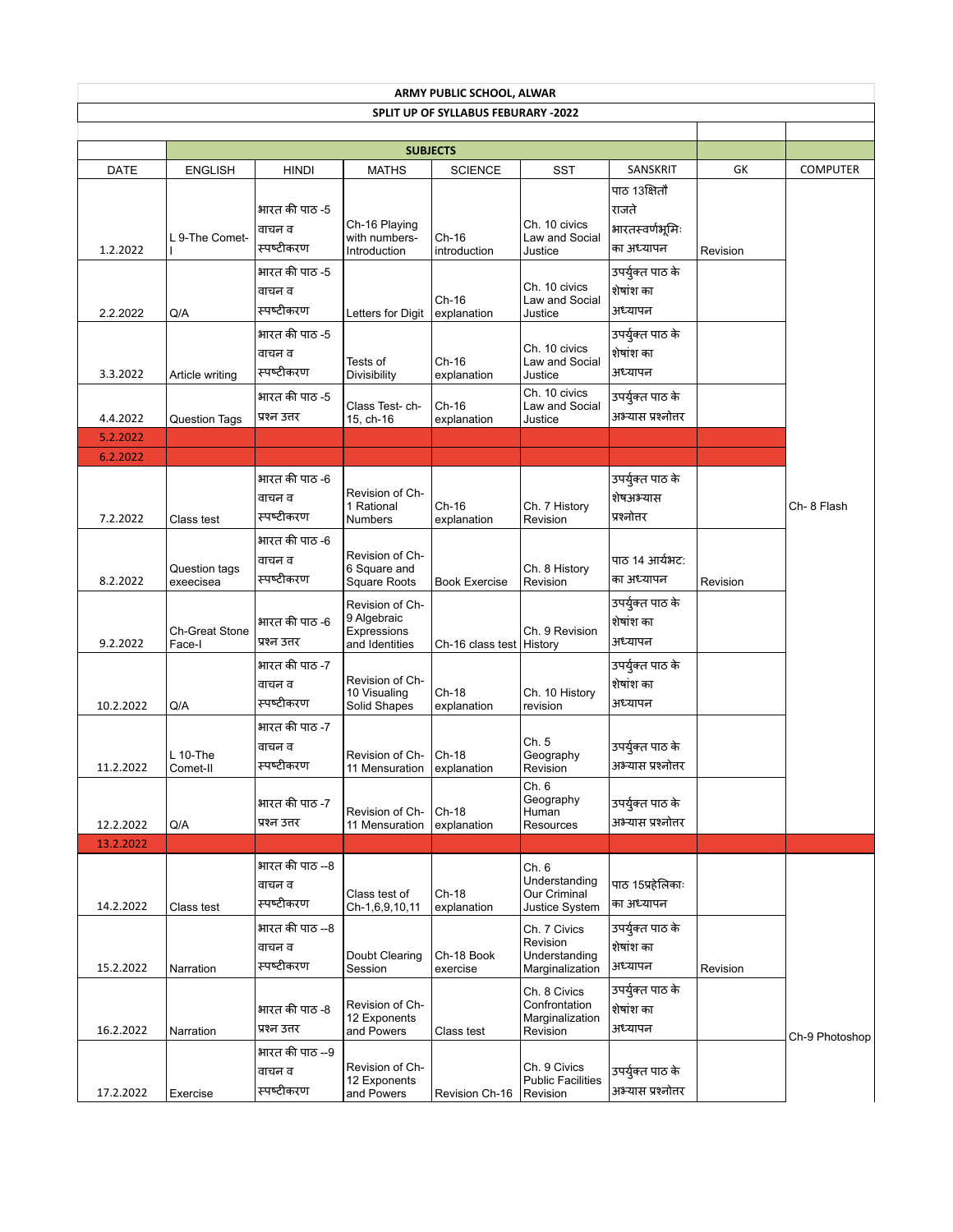**ARMY PUBLIC SCHOOL, ALWAR**

**SPLIT UP OF SYLLABUS FEBURARY -2022**

| | **SUBJECTS** | | | | | | | |
|---|---|---|---|---|---|---|---|---|
| DATE | ENGLISH | HINDI | MATHS | SCIENCE | SST | SANSKRIT | GK | COMPUTER |
| 1.2.2022 | L 9-The Comet-I | भारत की पाठ -5 वाचन व स्पष्टीकरण | Ch-16 Playing with numbers- Introduction | Ch-16 introduction | Ch. 10 civics Law and Social Justice | पाठ 13क्षितौ राजते भारतस्वर्णभूमिः का अध्यापन | Revision | |
| 2.2.2022 | Q/A | भारत की पाठ -5 वाचन व स्पष्टीकरण | Letters for Digit | Ch-16 explanation | Ch. 10 civics Law and Social Justice | उपर्युक्त पाठ के शेषांश का अध्यापन | | |
| 3.3.2022 | Article writing | भारत की पाठ -5 वाचन व स्पष्टीकरण | Tests of Divisibility | Ch-16 explanation | Ch. 10 civics Law and Social Justice | उपर्युक्त पाठ के शेषांश का अध्यापन | | |
| 4.4.2022 | Question Tags | भारत की पाठ -5 प्रश्न उत्तर | Class Test- ch-15, ch-16 | Ch-16 explanation | Ch. 10 civics Law and Social Justice | उपर्युक्त पाठ के अभ्यास प्रश्नोतर | | |
| 5.2.2022 | | | | | | | | |
| 6.2.2022 | | | | | | | | |
| 7.2.2022 | Class test | भारत की पाठ -6 वाचन व स्पष्टीकरण | Revision of Ch-1 Rational Numbers | Ch-16 explanation | Ch. 7 History Revision | उपर्युक्त पाठ के शेषअभ्यास प्रश्नोत्तर | | Ch- 8 Flash |
| 8.2.2022 | Question tags exeecisea | भारत की पाठ -6 वाचन व स्पष्टीकरण | Revision of Ch-6 Square and Square Roots | Book Exercise | Ch. 8 History Revision | पाठ 14 आर्यभटः का अध्यापन | Revision | |
| 9.2.2022 | Ch-Great Stone Face-I | भारत की पाठ -6 प्रश्न उत्तर | Revision of Ch-9 Algebraic Expressions and Identities | Ch-16 class test | Ch. 9 Revision History | उपर्युक्त पाठ के शेषांश का अध्यापन | | |
| 10.2.2022 | Q/A | भारत की पाठ -7 वाचन व स्पष्टीकरण | Revision of Ch-10 Visualing Solid Shapes | Ch-18 explanation | Ch. 10 History revision | उपर्युक्त पाठ के शेषांश का अध्यापन | | |
| 11.2.2022 | L 10-The Comet-II | भारत की पाठ -7 वाचन व स्पष्टीकरण | Revision of Ch-11 Mensuration | Ch-18 explanation | Ch. 5 Geography Revision | उपर्युक्त पाठ के अभ्यास प्रश्नोतर | | |
| 12.2.2022 | Q/A | भारत की पाठ -7 प्रश्न उत्तर | Revision of Ch-11 Mensuration | Ch-18 explanation | Ch. 6 Geography Human Resources | उपर्युक्त पाठ के अभ्यास प्रश्नोतर | | |
| 13.2.2022 | | | | | | | | |
| 14.2.2022 | Class test | भारत की पाठ --8 वाचन व स्पष्टीकरण | Class test of Ch-1,6,9,10,11 | Ch-18 explanation | Ch. 6 Understanding Our Criminal Justice System | पाठ 15प्रहेलिकाः का अध्यापन | | |
| 15.2.2022 | Narration | भारत की पाठ --8 वाचन व स्पष्टीकरण | Doubt Clearing Session | Ch-18 Book exercise | Ch. 7 Civics Revision Understanding Marginalization | उपर्युक्त पाठ के शेषांश का अध्यापन | Revision | |
| 16.2.2022 | Narration | भारत की पाठ -8 प्रश्न उत्तर | Revision of Ch-12 Exponents and Powers | Class test | Ch. 8 Civics Confrontation Marginalization Revision | उपर्युक्त पाठ के शेषांश का अध्यापन | | Ch-9 Photoshop |
| 17.2.2022 | Exercise | भारत की पाठ --9 वाचन व स्पष्टीकरण | Revision of Ch-12 Exponents and Powers | Revision Ch-16 | Ch. 9 Civics Public Facilities Revision | उपर्युक्त पाठ के अभ्यास प्रश्नोतर | | |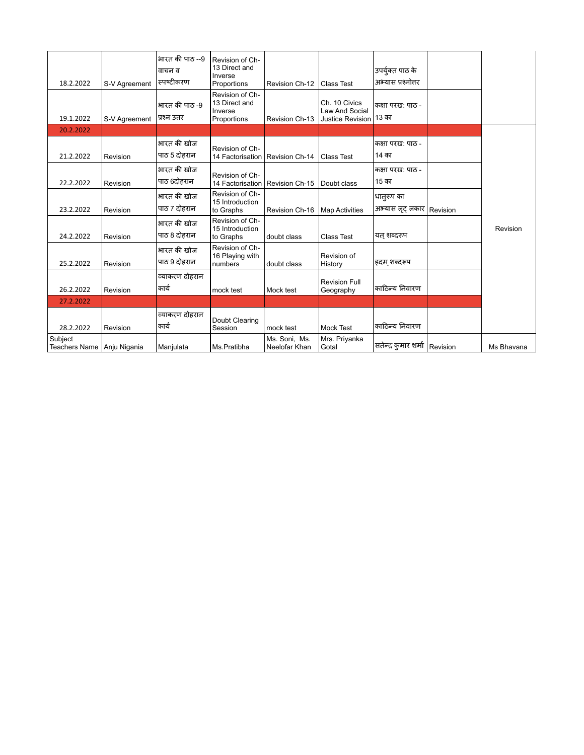| | | | | | | | | |
|---|---|---|---|---|---|---|---|---|
| 18.2.2022 | S-V Agreement | भारत की पाठ --9 वाचन व स्पष्टीकरण | Revision of Ch-13 Direct and Inverse Proportions | Revision Ch-12 | Class Test | उपर्युक्त पाठ के अभ्यास प्रश्नोतर | | |
| 19.1.2022 | S-V Agreement | भारत की पाठ -9 प्रश्न उत्तर | Revision of Ch-13 Direct and Inverse Proportions | Revision Ch-13 | Ch. 10 Civics Law And Social Justice Revision | कक्षा परख: पाठ -13 का | | |
| 20.2.2022 | | | | | | | | |
| 21.2.2022 | Revision | भारत की खोज पाठ 5 दोहरान | Revision of Ch-14 Factorisation | Revision Ch-14 | Class Test | कक्षा परख: पाठ -14 का | | Revision |
| 22.2.2022 | Revision | भारत की खोज पाठ 6दोहरान | Revision of Ch-14 Factorisation | Revision Ch-15 | Doubt class | कक्षा परख: पाठ -15 का | | |
| 23.2.2022 | Revision | भारत की खोज पाठ 7 दोहरान | Revision of Ch-15 Introduction to Graphs | Revision Ch-16 | Map Activities | धातुरूप का अभ्यास लृट् लकार | Revision | |
| 24.2.2022 | Revision | भारत की खोज पाठ 8 दोहरान | Revision of Ch-15 Introduction to Graphs | doubt class | Class Test | यत् शब्दरूप | | |
| 25.2.2022 | Revision | भारत की खोज पाठ 9 दोहरान | Revision of Ch-16 Playing with numbers | doubt class | Revision of History | इदम् शब्दरूप | | |
| 26.2.2022 | Revision | व्याकरण दोहरान कार्य | mock test | Mock test | Revision Full Geography | काठिन्य निवारण | | |
| 27.2.2022 | | | | | | | | |
| 28.2.2022 | Revision | व्याकरण दोहरान कार्य | Doubt Clearing Session | mock test | Mock Test | काठिन्य निवारण | | |
| Subject Teachers Name | Anju Nigania | Manjulata | Ms.Pratibha | Ms. Soni, Ms. Neelofar Khan | Mrs. Priyanka Gotal | सतेन्द्र कुमार शर्मा | Revision | Ms Bhavana |